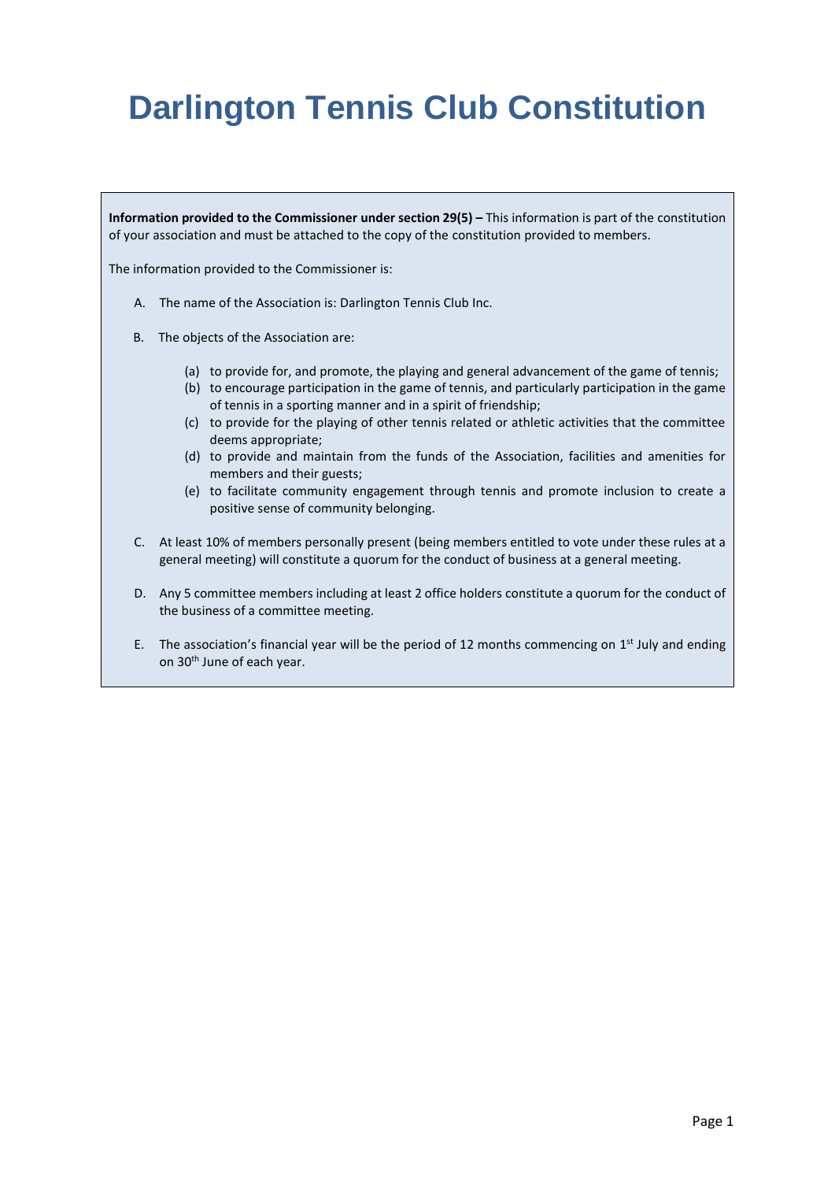# Darlington Tennis Club Constitution

**Information provided to the Commissioner under section 29(5) –** This information is part of the constitution of your association and must be attached to the copy of the constitution provided to members.

The information provided to the Commissioner is:

A. The name of the Association is: Darlington Tennis Club Inc.

B. The objects of the Association are:

   (a) to provide for, and promote, the playing and general advancement of the game of tennis;
   (b) to encourage participation in the game of tennis, and particularly participation in the game of tennis in a sporting manner and in a spirit of friendship;
   (c) to provide for the playing of other tennis related or athletic activities that the committee deems appropriate;
   (d) to provide and maintain from the funds of the Association, facilities and amenities for members and their guests;
   (e) to facilitate community engagement through tennis and promote inclusion to create a positive sense of community belonging.

C. At least 10% of members personally present (being members entitled to vote under these rules at a general meeting) will constitute a quorum for the conduct of business at a general meeting.

D. Any 5 committee members including at least 2 office holders constitute a quorum for the conduct of the business of a committee meeting.

E. The association's financial year will be the period of 12 months commencing on 1st July and ending on 30th June of each year.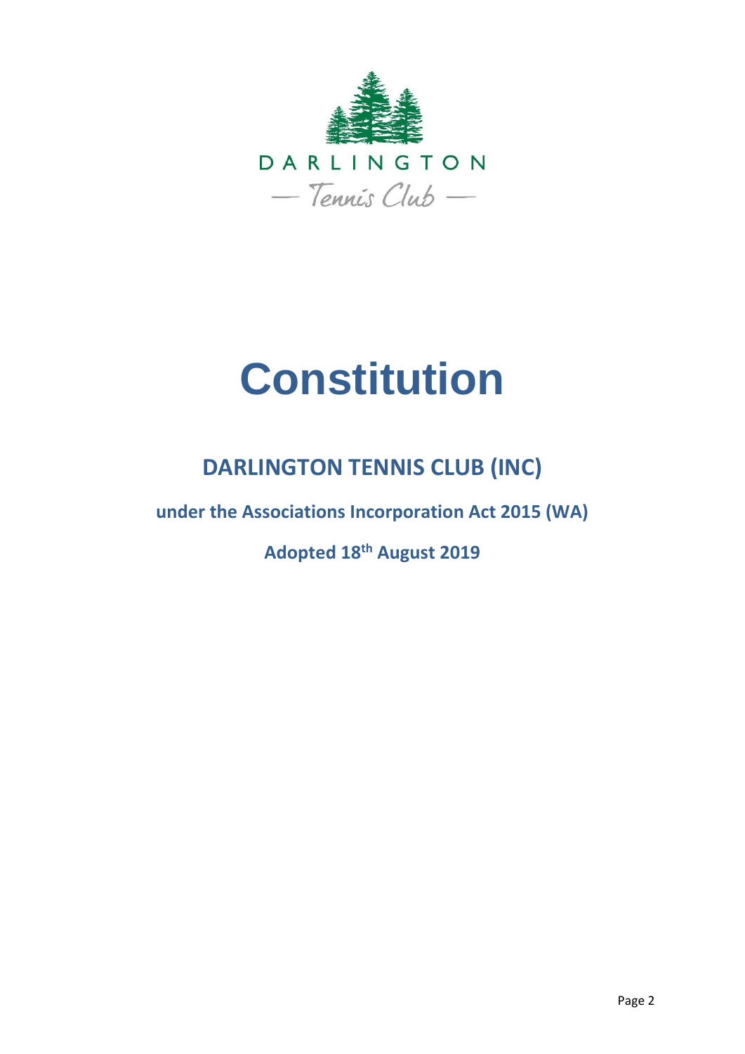DARLINGTON

— Tennis Club —

# Constitution

## DARLINGTON TENNIS CLUB (INC)

**under the Associations Incorporation Act 2015 (WA)**

**Adopted 18th August 2019**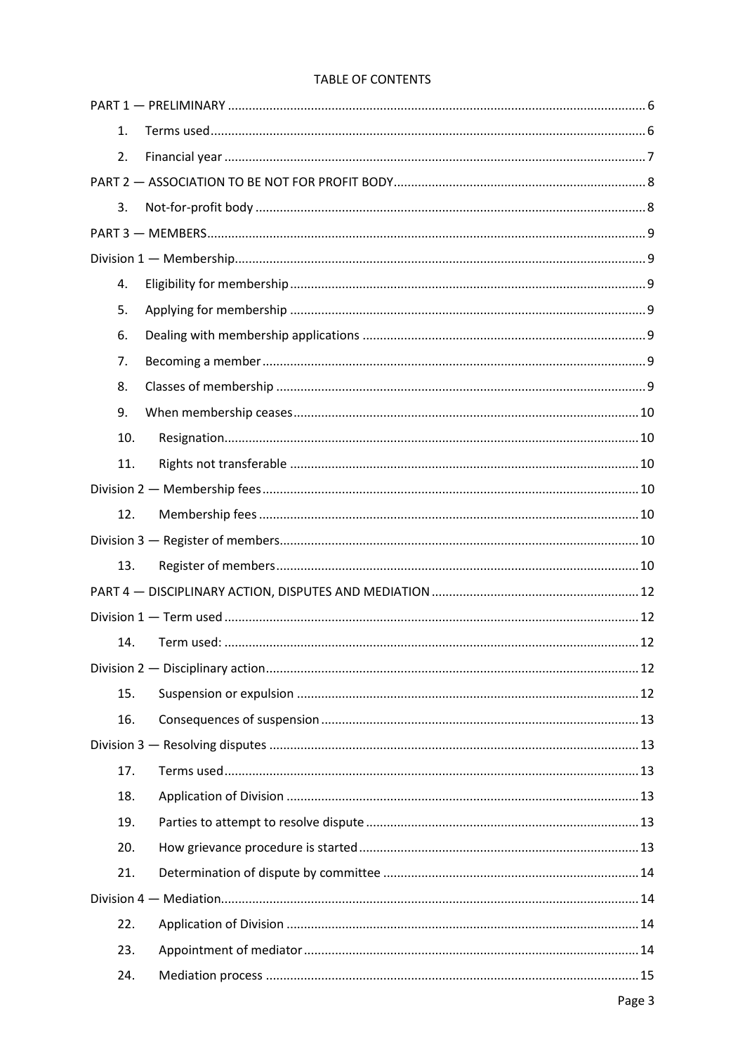TABLE OF CONTENTS

PART 1 — PRELIMINARY ........................................................ 6

1. Terms used ........................................................ 6
2. Financial year ........................................................ 7

PART 2 — ASSOCIATION TO BE NOT FOR PROFIT BODY ........................................................ 8

3. Not-for-profit body ........................................................ 8

PART 3 — MEMBERS ........................................................ 9

Division 1 — Membership ........................................................ 9

4. Eligibility for membership ........................................................ 9
5. Applying for membership ........................................................ 9
6. Dealing with membership applications ........................................................ 9
7. Becoming a member ........................................................ 9
8. Classes of membership ........................................................ 9
9. When membership ceases ........................................................ 10
10. Resignation ........................................................ 10
11. Rights not transferable ........................................................ 10

Division 2 — Membership fees ........................................................ 10

12. Membership fees ........................................................ 10

Division 3 — Register of members ........................................................ 10

13. Register of members ........................................................ 10

PART 4 — DISCIPLINARY ACTION, DISPUTES AND MEDIATION ........................................................ 12

Division 1 — Term used ........................................................ 12

14. Term used: ........................................................ 12

Division 2 — Disciplinary action ........................................................ 12

15. Suspension or expulsion ........................................................ 12
16. Consequences of suspension ........................................................ 13

Division 3 — Resolving disputes ........................................................ 13

17. Terms used ........................................................ 13
18. Application of Division ........................................................ 13
19. Parties to attempt to resolve dispute ........................................................ 13
20. How grievance procedure is started ........................................................ 13
21. Determination of dispute by committee ........................................................ 14

Division 4 — Mediation ........................................................ 14

22. Application of Division ........................................................ 14
23. Appointment of mediator ........................................................ 14
24. Mediation process ........................................................ 15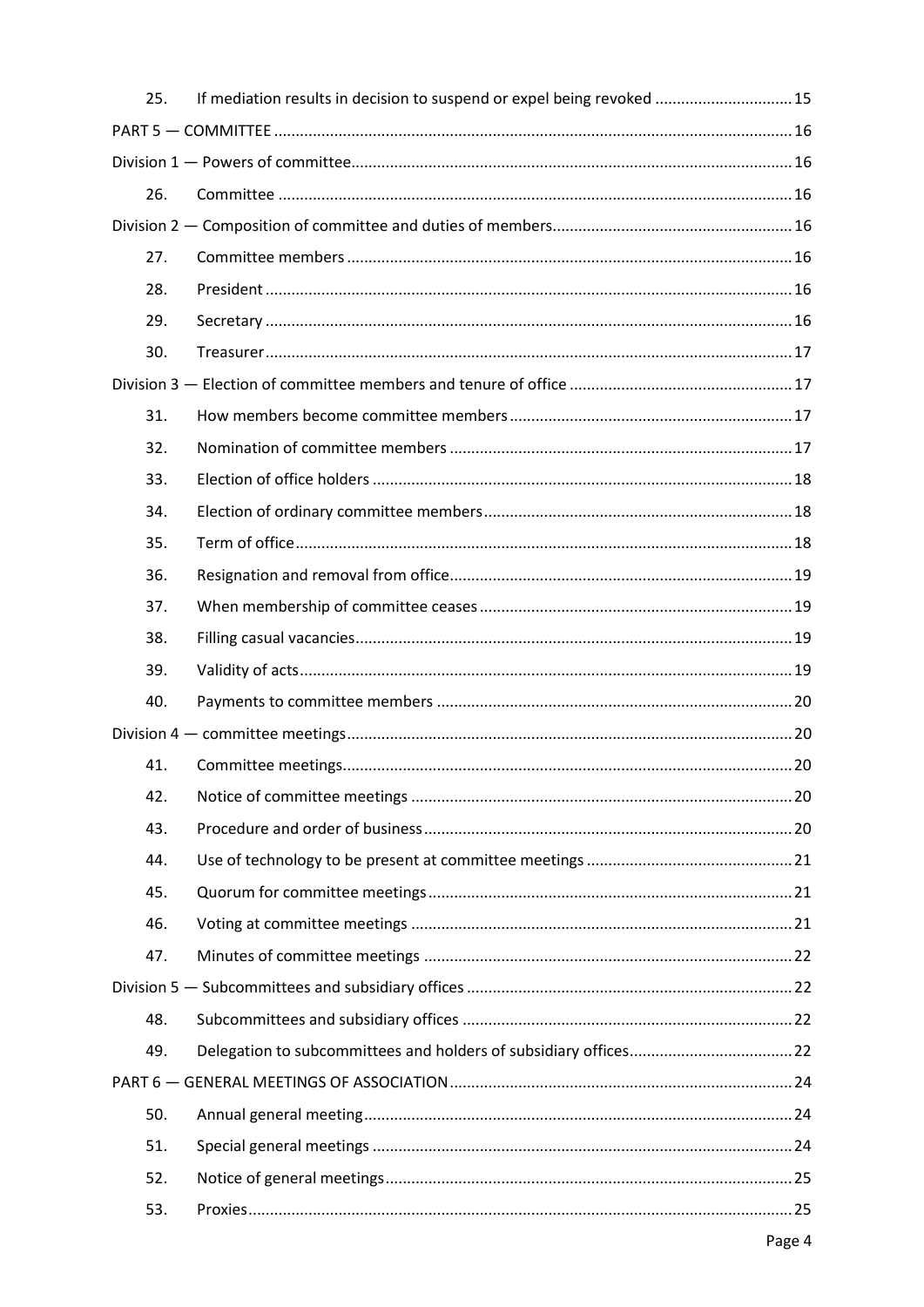| | | |
|---|---|---|
| 25. | If mediation results in decision to suspend or expel being revoked | 15 |
| PART 5 — COMMITTEE | | 16 |
| Division 1 — Powers of committee | | 16 |
| 26. | Committee | 16 |
| Division 2 — Composition of committee and duties of members | | 16 |
| 27. | Committee members | 16 |
| 28. | President | 16 |
| 29. | Secretary | 16 |
| 30. | Treasurer | 17 |
| Division 3 — Election of committee members and tenure of office | | 17 |
| 31. | How members become committee members | 17 |
| 32. | Nomination of committee members | 17 |
| 33. | Election of office holders | 18 |
| 34. | Election of ordinary committee members | 18 |
| 35. | Term of office | 18 |
| 36. | Resignation and removal from office | 19 |
| 37. | When membership of committee ceases | 19 |
| 38. | Filling casual vacancies | 19 |
| 39. | Validity of acts | 19 |
| 40. | Payments to committee members | 20 |
| Division 4 — committee meetings | | 20 |
| 41. | Committee meetings | 20 |
| 42. | Notice of committee meetings | 20 |
| 43. | Procedure and order of business | 20 |
| 44. | Use of technology to be present at committee meetings | 21 |
| 45. | Quorum for committee meetings | 21 |
| 46. | Voting at committee meetings | 21 |
| 47. | Minutes of committee meetings | 22 |
| Division 5 — Subcommittees and subsidiary offices | | 22 |
| 48. | Subcommittees and subsidiary offices | 22 |
| 49. | Delegation to subcommittees and holders of subsidiary offices | 22 |
| PART 6 — GENERAL MEETINGS OF ASSOCIATION | | 24 |
| 50. | Annual general meeting | 24 |
| 51. | Special general meetings | 24 |
| 52. | Notice of general meetings | 25 |
| 53. | Proxies | 25 |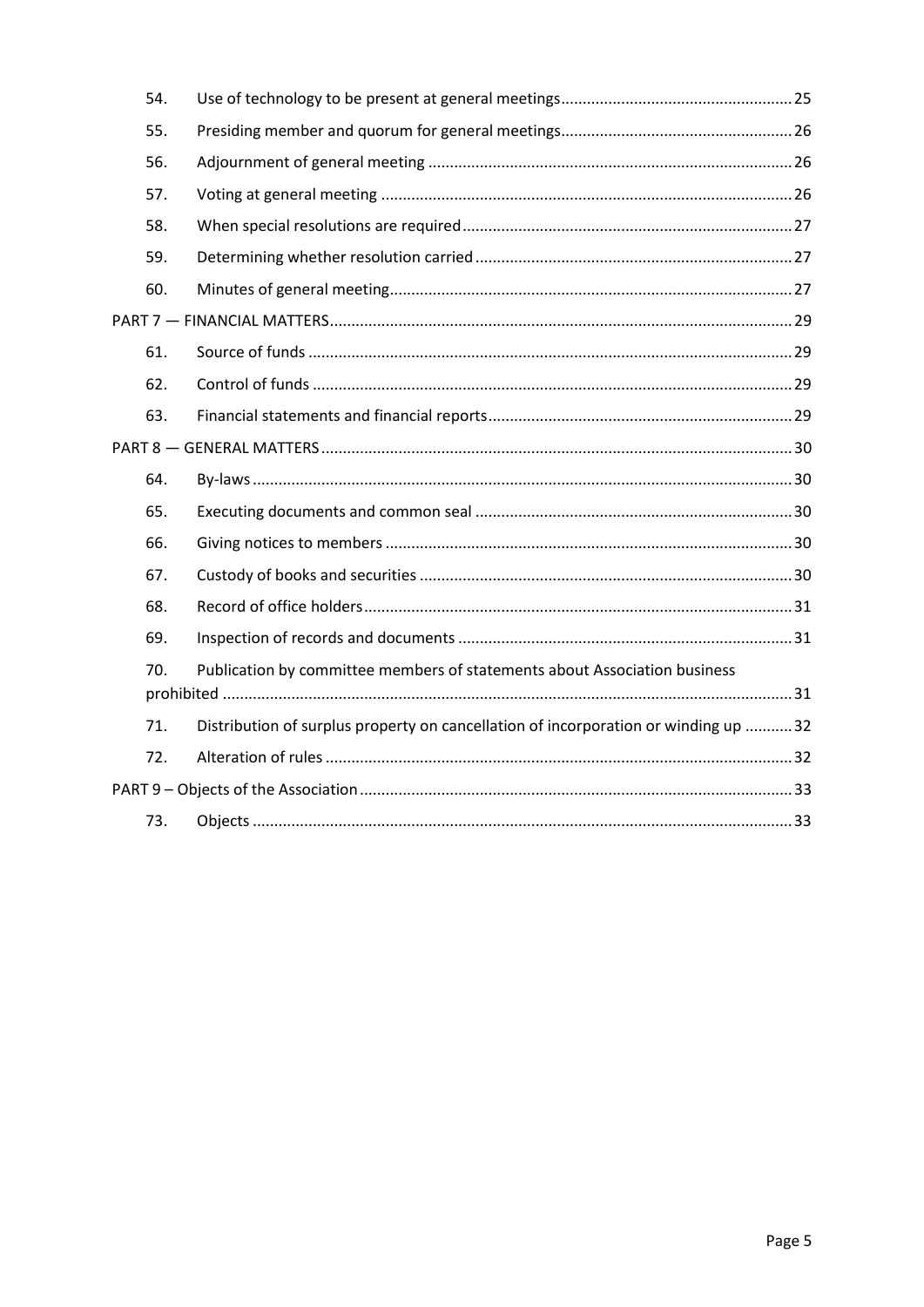| | | |
|---|---|---|
| 54. | Use of technology to be present at general meetings | 25 |
| 55. | Presiding member and quorum for general meetings | 26 |
| 56. | Adjournment of general meeting | 26 |
| 57. | Voting at general meeting | 26 |
| 58. | When special resolutions are required | 27 |
| 59. | Determining whether resolution carried | 27 |
| 60. | Minutes of general meeting | 27 |
| PART 7 — FINANCIAL MATTERS | | 29 |
| 61. | Source of funds | 29 |
| 62. | Control of funds | 29 |
| 63. | Financial statements and financial reports | 29 |
| PART 8 — GENERAL MATTERS | | 30 |
| 64. | By-laws | 30 |
| 65. | Executing documents and common seal | 30 |
| 66. | Giving notices to members | 30 |
| 67. | Custody of books and securities | 30 |
| 68. | Record of office holders | 31 |
| 69. | Inspection of records and documents | 31 |
| 70. | Publication by committee members of statements about Association business prohibited | 31 |
| 71. | Distribution of surplus property on cancellation of incorporation or winding up | 32 |
| 72. | Alteration of rules | 32 |
| PART 9 – Objects of the Association | | 33 |
| 73. | Objects | 33 |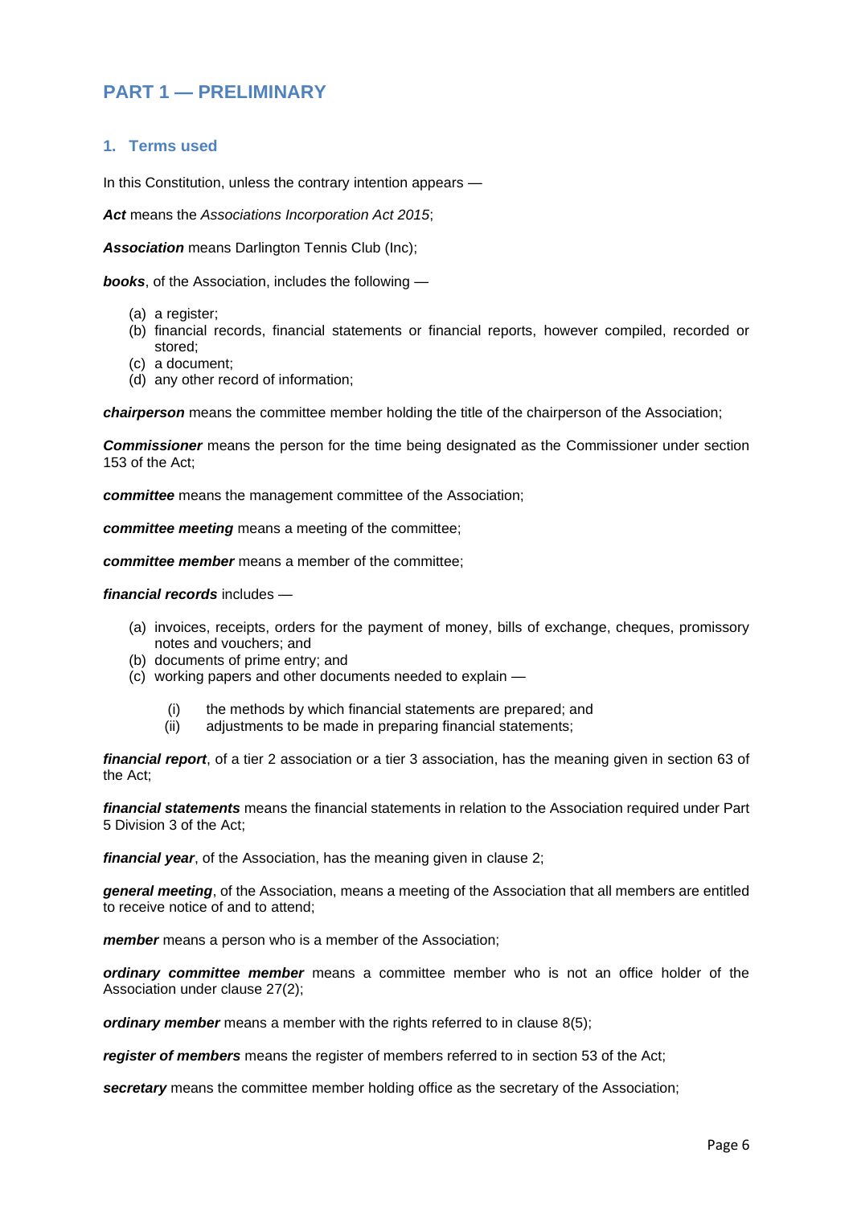# PART 1 — PRELIMINARY

## 1. Terms used

In this Constitution, unless the contrary intention appears —

***Act*** means the *Associations Incorporation Act 2015*;

***Association*** means Darlington Tennis Club (Inc);

***books***, of the Association, includes the following —

- (a) a register;
- (b) financial records, financial statements or financial reports, however compiled, recorded or stored;
- (c) a document;
- (d) any other record of information;

***chairperson*** means the committee member holding the title of the chairperson of the Association;

***Commissioner*** means the person for the time being designated as the Commissioner under section 153 of the Act;

***committee*** means the management committee of the Association;

***committee meeting*** means a meeting of the committee;

***committee member*** means a member of the committee;

***financial records*** includes —

- (a) invoices, receipts, orders for the payment of money, bills of exchange, cheques, promissory notes and vouchers; and
- (b) documents of prime entry; and
- (c) working papers and other documents needed to explain —
    - (i) the methods by which financial statements are prepared; and
    - (ii) adjustments to be made in preparing financial statements;

***financial report***, of a tier 2 association or a tier 3 association, has the meaning given in section 63 of the Act;

***financial statements*** means the financial statements in relation to the Association required under Part 5 Division 3 of the Act;

***financial year***, of the Association, has the meaning given in clause 2;

***general meeting***, of the Association, means a meeting of the Association that all members are entitled to receive notice of and to attend;

***member*** means a person who is a member of the Association;

***ordinary committee member*** means a committee member who is not an office holder of the Association under clause 27(2);

***ordinary member*** means a member with the rights referred to in clause 8(5);

***register of members*** means the register of members referred to in section 53 of the Act;

***secretary*** means the committee member holding office as the secretary of the Association;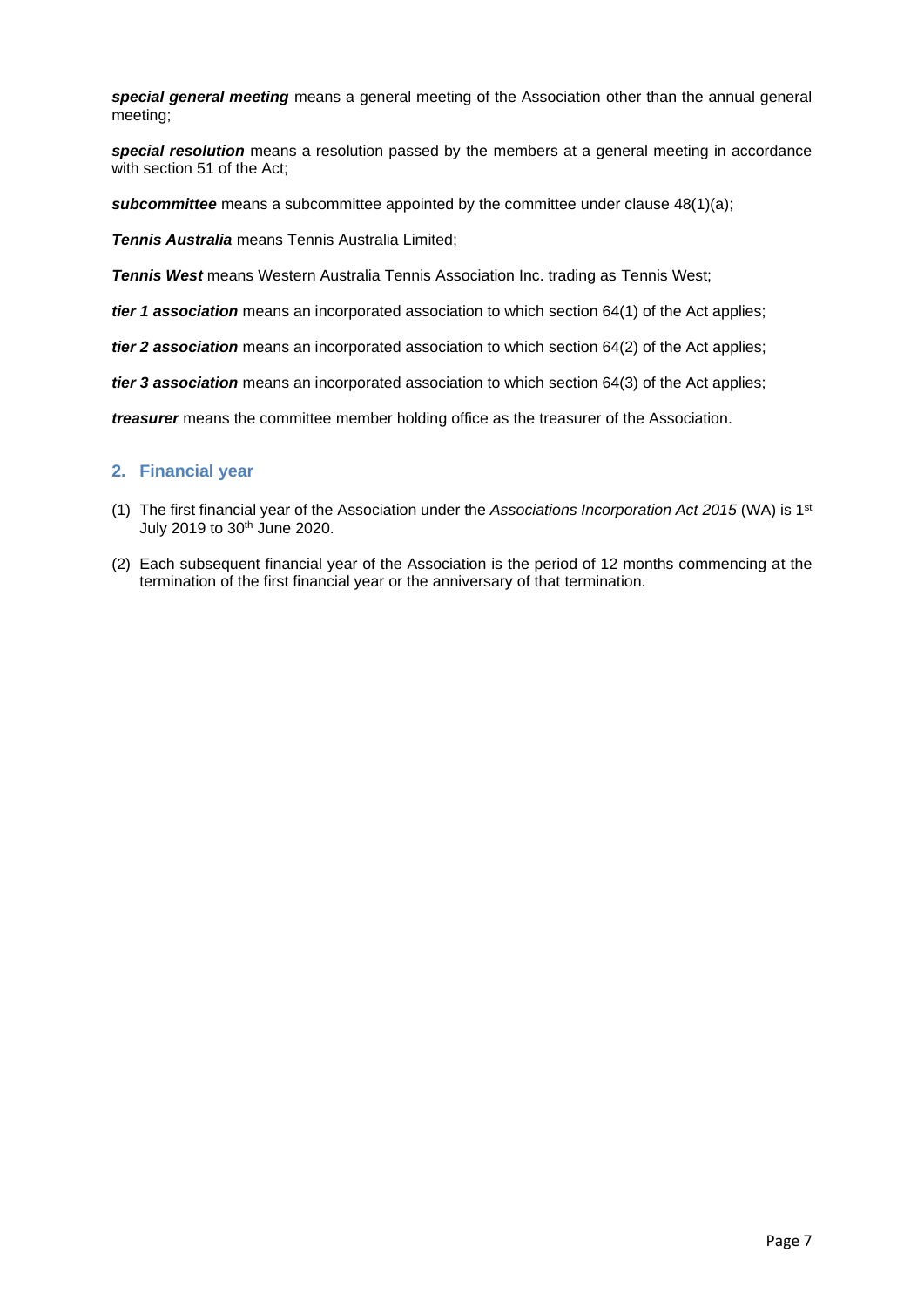***special general meeting*** means a general meeting of the Association other than the annual general meeting;

***special resolution*** means a resolution passed by the members at a general meeting in accordance with section 51 of the Act;

***subcommittee*** means a subcommittee appointed by the committee under clause 48(1)(a);

***Tennis Australia*** means Tennis Australia Limited;

***Tennis West*** means Western Australia Tennis Association Inc. trading as Tennis West;

***tier 1 association*** means an incorporated association to which section 64(1) of the Act applies;

***tier 2 association*** means an incorporated association to which section 64(2) of the Act applies;

***tier 3 association*** means an incorporated association to which section 64(3) of the Act applies;

***treasurer*** means the committee member holding office as the treasurer of the Association.

## 2. Financial year

(1) The first financial year of the Association under the *Associations Incorporation Act 2015* (WA) is 1st July 2019 to 30th June 2020.

(2) Each subsequent financial year of the Association is the period of 12 months commencing at the termination of the first financial year or the anniversary of that termination.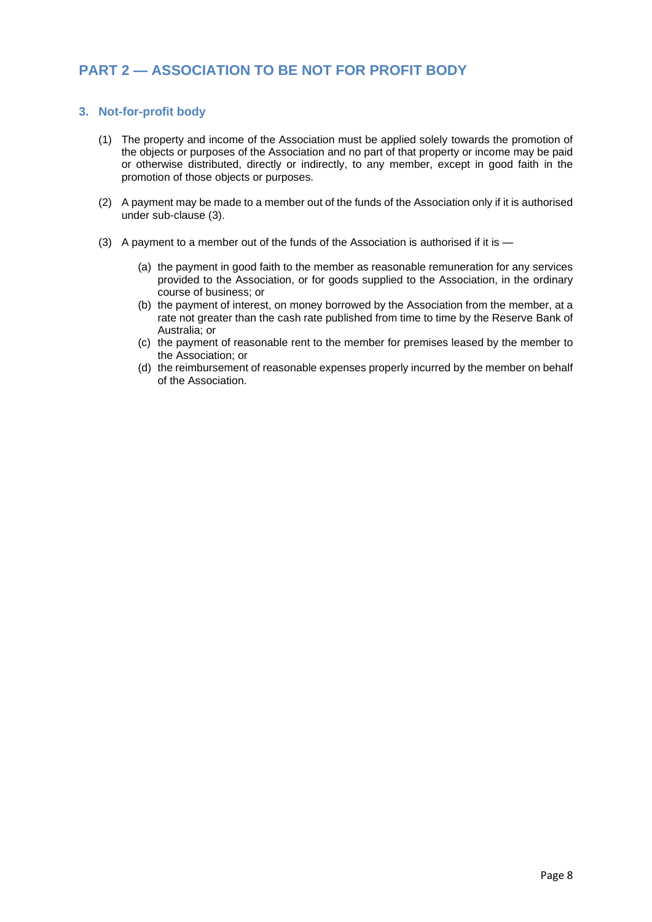# PART 2 — ASSOCIATION TO BE NOT FOR PROFIT BODY

## 3. Not-for-profit body

(1) The property and income of the Association must be applied solely towards the promotion of the objects or purposes of the Association and no part of that property or income may be paid or otherwise distributed, directly or indirectly, to any member, except in good faith in the promotion of those objects or purposes.

(2) A payment may be made to a member out of the funds of the Association only if it is authorised under sub-clause (3).

(3) A payment to a member out of the funds of the Association is authorised if it is —

- (a) the payment in good faith to the member as reasonable remuneration for any services provided to the Association, or for goods supplied to the Association, in the ordinary course of business; or
- (b) the payment of interest, on money borrowed by the Association from the member, at a rate not greater than the cash rate published from time to time by the Reserve Bank of Australia; or
- (c) the payment of reasonable rent to the member for premises leased by the member to the Association; or
- (d) the reimbursement of reasonable expenses properly incurred by the member on behalf of the Association.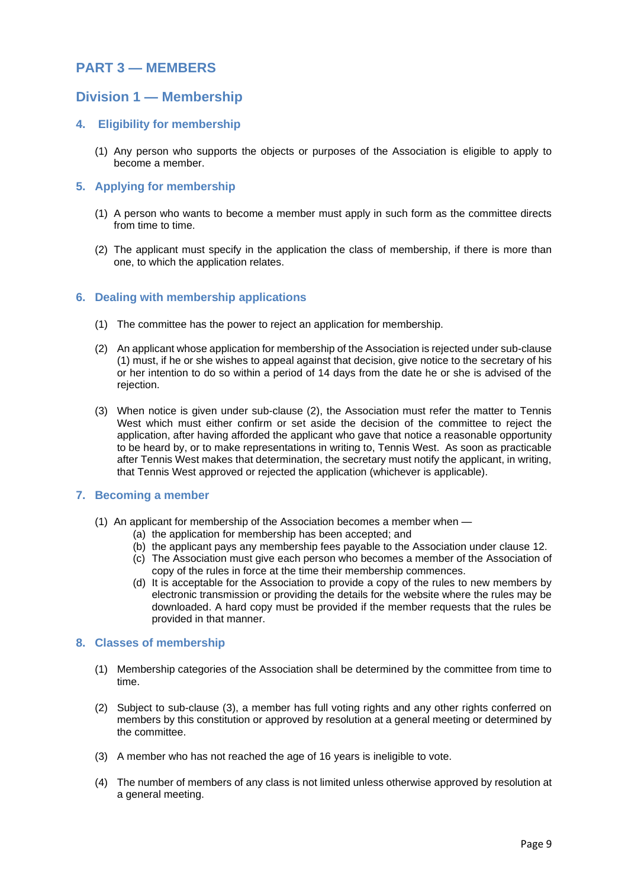# PART 3 — MEMBERS

## Division 1 — Membership

### 4. Eligibility for membership

(1) Any person who supports the objects or purposes of the Association is eligible to apply to become a member.

### 5. Applying for membership

(1) A person who wants to become a member must apply in such form as the committee directs from time to time.

(2) The applicant must specify in the application the class of membership, if there is more than one, to which the application relates.

### 6. Dealing with membership applications

(1) The committee has the power to reject an application for membership.

(2) An applicant whose application for membership of the Association is rejected under sub-clause (1) must, if he or she wishes to appeal against that decision, give notice to the secretary of his or her intention to do so within a period of 14 days from the date he or she is advised of the rejection.

(3) When notice is given under sub-clause (2), the Association must refer the matter to Tennis West which must either confirm or set aside the decision of the committee to reject the application, after having afforded the applicant who gave that notice a reasonable opportunity to be heard by, or to make representations in writing to, Tennis West. As soon as practicable after Tennis West makes that determination, the secretary must notify the applicant, in writing, that Tennis West approved or rejected the application (whichever is applicable).

### 7. Becoming a member

(1) An applicant for membership of the Association becomes a member when —
   (a) the application for membership has been accepted; and
   (b) the applicant pays any membership fees payable to the Association under clause 12.
   (c) The Association must give each person who becomes a member of the Association of copy of the rules in force at the time their membership commences.
   (d) It is acceptable for the Association to provide a copy of the rules to new members by electronic transmission or providing the details for the website where the rules may be downloaded. A hard copy must be provided if the member requests that the rules be provided in that manner.

### 8. Classes of membership

(1) Membership categories of the Association shall be determined by the committee from time to time.

(2) Subject to sub-clause (3), a member has full voting rights and any other rights conferred on members by this constitution or approved by resolution at a general meeting or determined by the committee.

(3) A member who has not reached the age of 16 years is ineligible to vote.

(4) The number of members of any class is not limited unless otherwise approved by resolution at a general meeting.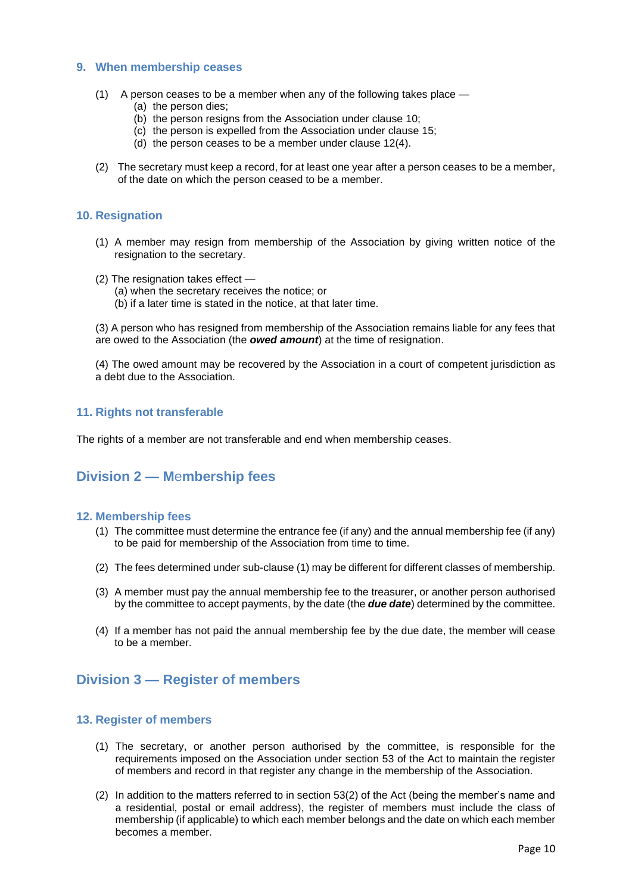### 9. When membership ceases

(1) A person ceases to be a member when any of the following takes place —
- (a) the person dies;
- (b) the person resigns from the Association under clause 10;
- (c) the person is expelled from the Association under clause 15;
- (d) the person ceases to be a member under clause 12(4).

(2) The secretary must keep a record, for at least one year after a person ceases to be a member, of the date on which the person ceased to be a member.

### 10. Resignation

(1) A member may resign from membership of the Association by giving written notice of the resignation to the secretary.

(2) The resignation takes effect —
- (a) when the secretary receives the notice; or
- (b) if a later time is stated in the notice, at that later time.

(3) A person who has resigned from membership of the Association remains liable for any fees that are owed to the Association (the ***owed amount***) at the time of resignation.

(4) The owed amount may be recovered by the Association in a court of competent jurisdiction as a debt due to the Association.

### 11. Rights not transferable

The rights of a member are not transferable and end when membership ceases.

## Division 2 — Membership fees

### 12. Membership fees

(1) The committee must determine the entrance fee (if any) and the annual membership fee (if any) to be paid for membership of the Association from time to time.

(2) The fees determined under sub-clause (1) may be different for different classes of membership.

(3) A member must pay the annual membership fee to the treasurer, or another person authorised by the committee to accept payments, by the date (the ***due date***) determined by the committee.

(4) If a member has not paid the annual membership fee by the due date, the member will cease to be a member.

## Division 3 — Register of members

### 13. Register of members

(1) The secretary, or another person authorised by the committee, is responsible for the requirements imposed on the Association under section 53 of the Act to maintain the register of members and record in that register any change in the membership of the Association.

(2) In addition to the matters referred to in section 53(2) of the Act (being the member's name and a residential, postal or email address), the register of members must include the class of membership (if applicable) to which each member belongs and the date on which each member becomes a member.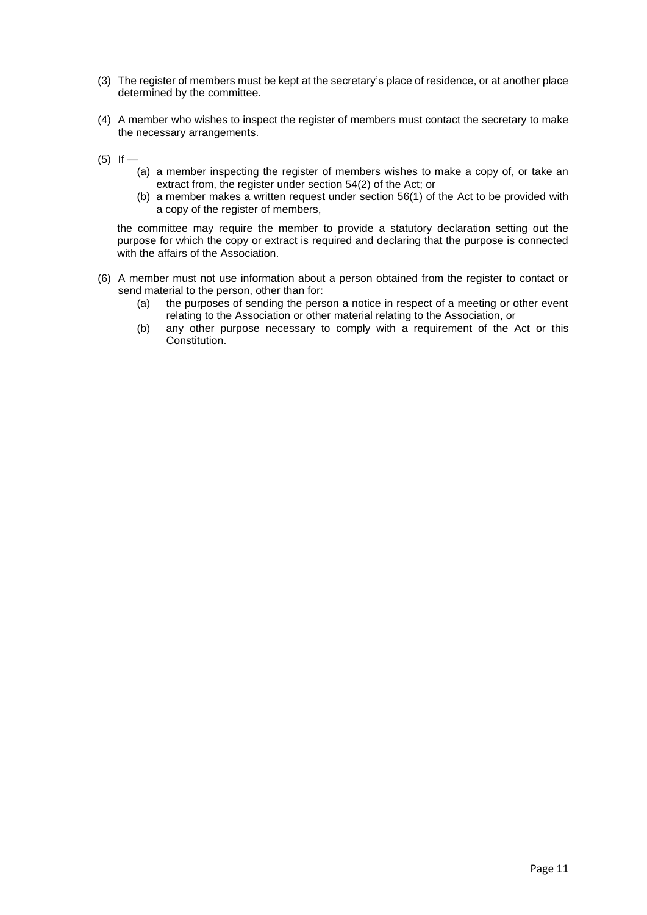(3) The register of members must be kept at the secretary's place of residence, or at another place determined by the committee.

(4) A member who wishes to inspect the register of members must contact the secretary to make the necessary arrangements.

(5) If —

   (a) a member inspecting the register of members wishes to make a copy of, or take an extract from, the register under section 54(2) of the Act; or
   (b) a member makes a written request under section 56(1) of the Act to be provided with a copy of the register of members,

   the committee may require the member to provide a statutory declaration setting out the purpose for which the copy or extract is required and declaring that the purpose is connected with the affairs of the Association.

(6) A member must not use information about a person obtained from the register to contact or send material to the person, other than for:

   (a) the purposes of sending the person a notice in respect of a meeting or other event relating to the Association or other material relating to the Association, or
   (b) any other purpose necessary to comply with a requirement of the Act or this Constitution.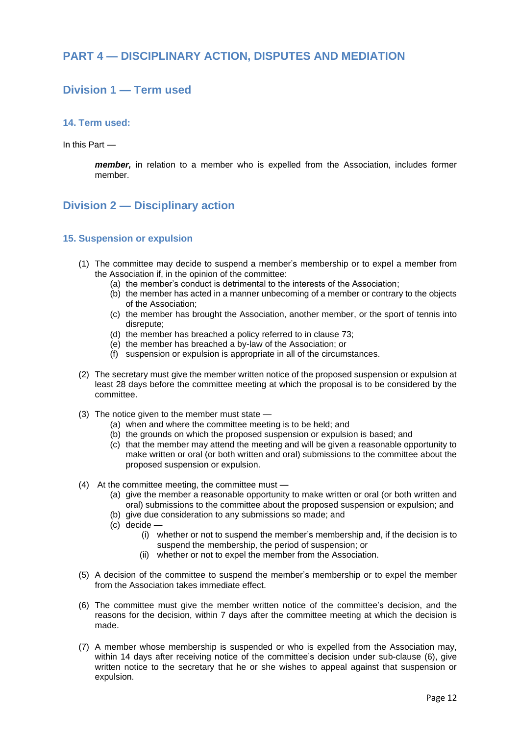# PART 4 — DISCIPLINARY ACTION, DISPUTES AND MEDIATION

## Division 1 — Term used

### 14. Term used:

In this Part —

> ***member,*** in relation to a member who is expelled from the Association, includes former member.

## Division 2 — Disciplinary action

### 15. Suspension or expulsion

(1) The committee may decide to suspend a member's membership or to expel a member from the Association if, in the opinion of the committee:

- (a) the member's conduct is detrimental to the interests of the Association;
- (b) the member has acted in a manner unbecoming of a member or contrary to the objects of the Association;
- (c) the member has brought the Association, another member, or the sport of tennis into disrepute;
- (d) the member has breached a policy referred to in clause 73;
- (e) the member has breached a by-law of the Association; or
- (f) suspension or expulsion is appropriate in all of the circumstances.

(2) The secretary must give the member written notice of the proposed suspension or expulsion at least 28 days before the committee meeting at which the proposal is to be considered by the committee.

(3) The notice given to the member must state —

- (a) when and where the committee meeting is to be held; and
- (b) the grounds on which the proposed suspension or expulsion is based; and
- (c) that the member may attend the meeting and will be given a reasonable opportunity to make written or oral (or both written and oral) submissions to the committee about the proposed suspension or expulsion.

(4) At the committee meeting, the committee must —

- (a) give the member a reasonable opportunity to make written or oral (or both written and oral) submissions to the committee about the proposed suspension or expulsion; and
- (b) give due consideration to any submissions so made; and
- (c) decide —
  - (i) whether or not to suspend the member's membership and, if the decision is to suspend the membership, the period of suspension; or
  - (ii) whether or not to expel the member from the Association.

(5) A decision of the committee to suspend the member's membership or to expel the member from the Association takes immediate effect.

(6) The committee must give the member written notice of the committee's decision, and the reasons for the decision, within 7 days after the committee meeting at which the decision is made.

(7) A member whose membership is suspended or who is expelled from the Association may, within 14 days after receiving notice of the committee's decision under sub-clause (6), give written notice to the secretary that he or she wishes to appeal against that suspension or expulsion.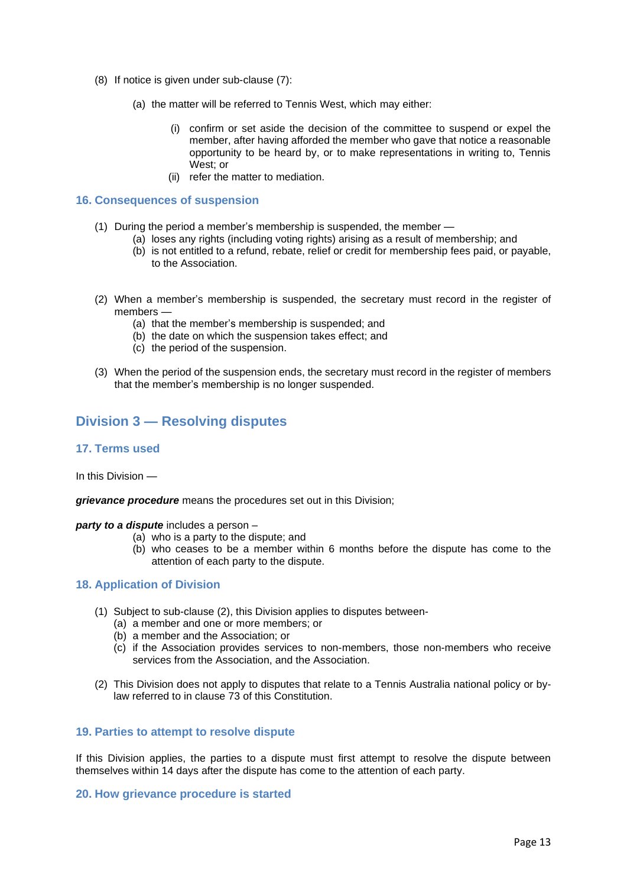(8) If notice is given under sub-clause (7):

(a) the matter will be referred to Tennis West, which may either:

(i) confirm or set aside the decision of the committee to suspend or expel the member, after having afforded the member who gave that notice a reasonable opportunity to be heard by, or to make representations in writing to, Tennis West; or

(ii) refer the matter to mediation.

### 16. Consequences of suspension

(1) During the period a member's membership is suspended, the member —

(a) loses any rights (including voting rights) arising as a result of membership; and

(b) is not entitled to a refund, rebate, relief or credit for membership fees paid, or payable, to the Association.

(2) When a member's membership is suspended, the secretary must record in the register of members —

(a) that the member's membership is suspended; and

(b) the date on which the suspension takes effect; and

(c) the period of the suspension.

(3) When the period of the suspension ends, the secretary must record in the register of members that the member's membership is no longer suspended.

## Division 3 — Resolving disputes

### 17. Terms used

In this Division —

***grievance procedure*** means the procedures set out in this Division;

***party to a dispute*** includes a person –

(a) who is a party to the dispute; and

(b) who ceases to be a member within 6 months before the dispute has come to the attention of each party to the dispute.

### 18. Application of Division

(1) Subject to sub-clause (2), this Division applies to disputes between-

(a) a member and one or more members; or

(b) a member and the Association; or

(c) if the Association provides services to non-members, those non-members who receive services from the Association, and the Association.

(2) This Division does not apply to disputes that relate to a Tennis Australia national policy or by-law referred to in clause 73 of this Constitution.

### 19. Parties to attempt to resolve dispute

If this Division applies, the parties to a dispute must first attempt to resolve the dispute between themselves within 14 days after the dispute has come to the attention of each party.

### 20. How grievance procedure is started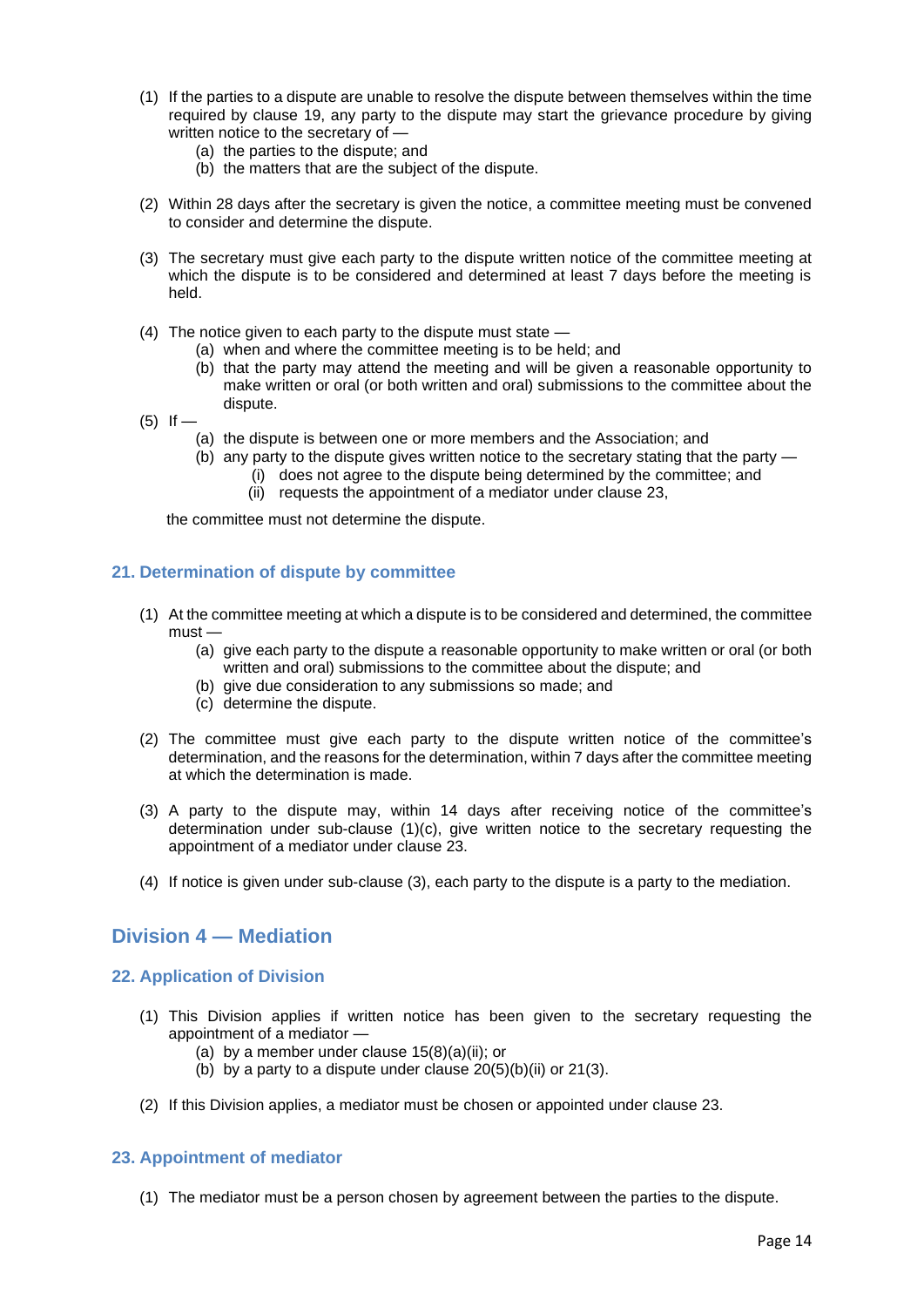(1) If the parties to a dispute are unable to resolve the dispute between themselves within the time required by clause 19, any party to the dispute may start the grievance procedure by giving written notice to the secretary of —

   (a) the parties to the dispute; and
   (b) the matters that are the subject of the dispute.

(2) Within 28 days after the secretary is given the notice, a committee meeting must be convened to consider and determine the dispute.

(3) The secretary must give each party to the dispute written notice of the committee meeting at which the dispute is to be considered and determined at least 7 days before the meeting is held.

(4) The notice given to each party to the dispute must state —

   (a) when and where the committee meeting is to be held; and
   (b) that the party may attend the meeting and will be given a reasonable opportunity to make written or oral (or both written and oral) submissions to the committee about the dispute.

(5) If —

   (a) the dispute is between one or more members and the Association; and
   (b) any party to the dispute gives written notice to the secretary stating that the party —
      (i) does not agree to the dispute being determined by the committee; and
      (ii) requests the appointment of a mediator under clause 23,

   the committee must not determine the dispute.

### 21. Determination of dispute by committee

(1) At the committee meeting at which a dispute is to be considered and determined, the committee must —

   (a) give each party to the dispute a reasonable opportunity to make written or oral (or both written and oral) submissions to the committee about the dispute; and
   (b) give due consideration to any submissions so made; and
   (c) determine the dispute.

(2) The committee must give each party to the dispute written notice of the committee's determination, and the reasons for the determination, within 7 days after the committee meeting at which the determination is made.

(3) A party to the dispute may, within 14 days after receiving notice of the committee's determination under sub-clause (1)(c), give written notice to the secretary requesting the appointment of a mediator under clause 23.

(4) If notice is given under sub-clause (3), each party to the dispute is a party to the mediation.

## Division 4 — Mediation

### 22. Application of Division

(1) This Division applies if written notice has been given to the secretary requesting the appointment of a mediator —

   (a) by a member under clause 15(8)(a)(ii); or
   (b) by a party to a dispute under clause 20(5)(b)(ii) or 21(3).

(2) If this Division applies, a mediator must be chosen or appointed under clause 23.

### 23. Appointment of mediator

(1) The mediator must be a person chosen by agreement between the parties to the dispute.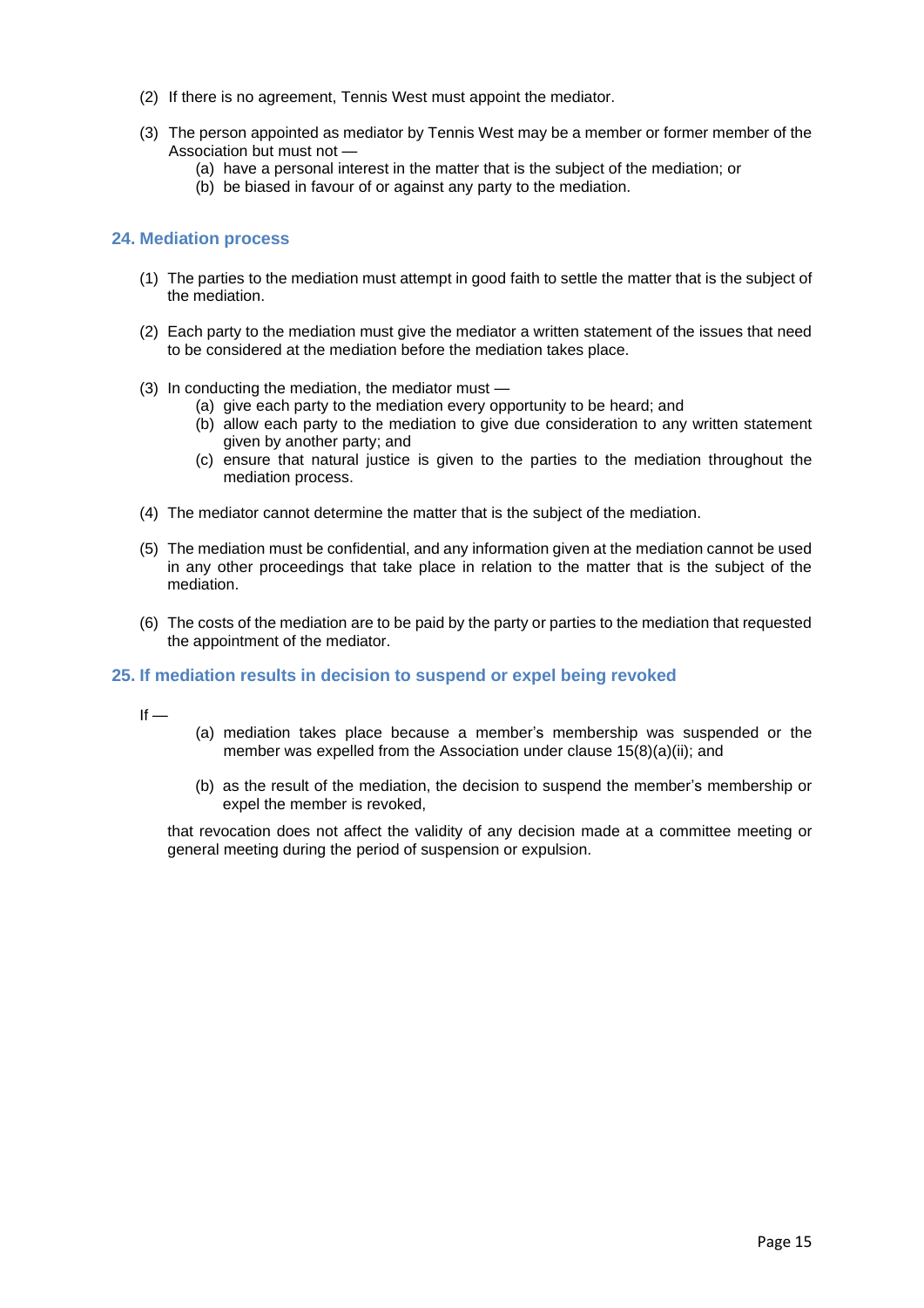(2) If there is no agreement, Tennis West must appoint the mediator.

(3) The person appointed as mediator by Tennis West may be a member or former member of the Association but must not —
   - (a) have a personal interest in the matter that is the subject of the mediation; or
   - (b) be biased in favour of or against any party to the mediation.

### 24. Mediation process

(1) The parties to the mediation must attempt in good faith to settle the matter that is the subject of the mediation.

(2) Each party to the mediation must give the mediator a written statement of the issues that need to be considered at the mediation before the mediation takes place.

(3) In conducting the mediation, the mediator must —
   - (a) give each party to the mediation every opportunity to be heard; and
   - (b) allow each party to the mediation to give due consideration to any written statement given by another party; and
   - (c) ensure that natural justice is given to the parties to the mediation throughout the mediation process.

(4) The mediator cannot determine the matter that is the subject of the mediation.

(5) The mediation must be confidential, and any information given at the mediation cannot be used in any other proceedings that take place in relation to the matter that is the subject of the mediation.

(6) The costs of the mediation are to be paid by the party or parties to the mediation that requested the appointment of the mediator.

### 25. If mediation results in decision to suspend or expel being revoked

If —

   - (a) mediation takes place because a member's membership was suspended or the member was expelled from the Association under clause 15(8)(a)(ii); and
   - (b) as the result of the mediation, the decision to suspend the member's membership or expel the member is revoked,

that revocation does not affect the validity of any decision made at a committee meeting or general meeting during the period of suspension or expulsion.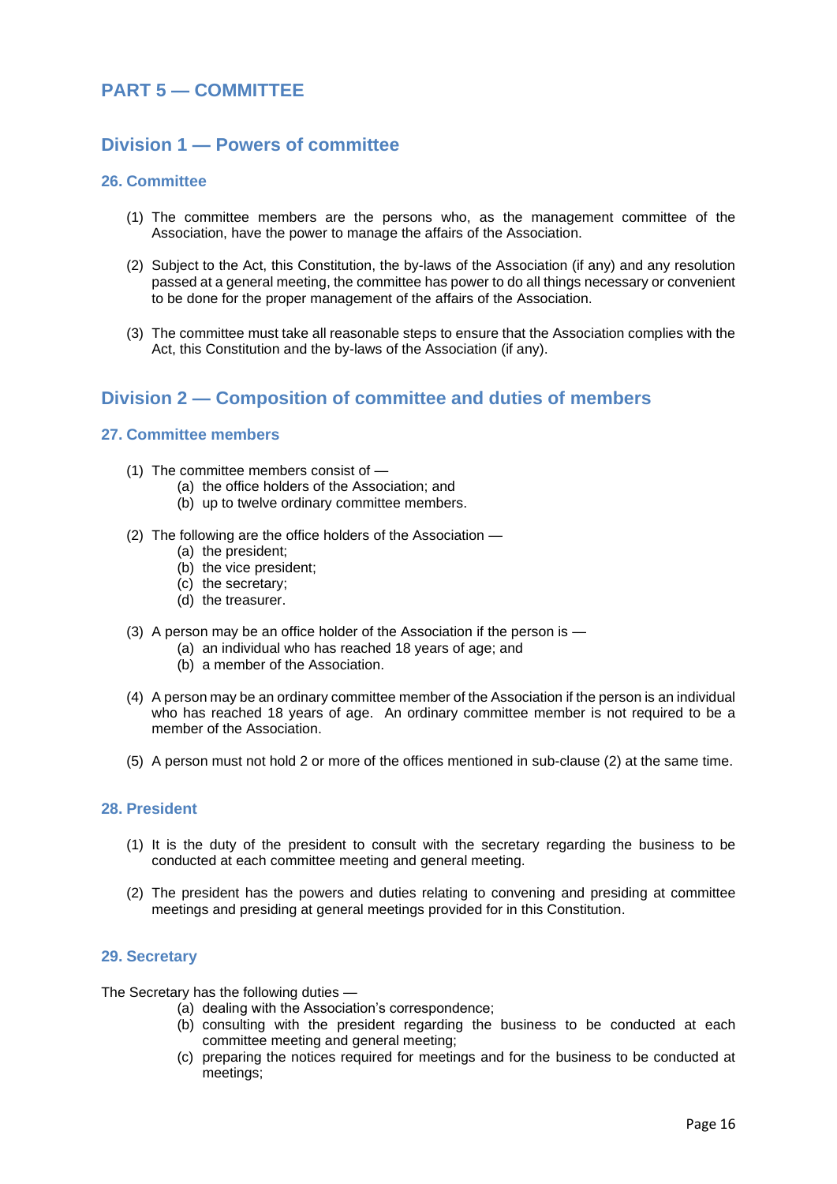# PART 5 — COMMITTEE

## Division 1 — Powers of committee

### 26. Committee

(1) The committee members are the persons who, as the management committee of the Association, have the power to manage the affairs of the Association.

(2) Subject to the Act, this Constitution, the by-laws of the Association (if any) and any resolution passed at a general meeting, the committee has power to do all things necessary or convenient to be done for the proper management of the affairs of the Association.

(3) The committee must take all reasonable steps to ensure that the Association complies with the Act, this Constitution and the by-laws of the Association (if any).

## Division 2 — Composition of committee and duties of members

### 27. Committee members

(1) The committee members consist of —
   - (a) the office holders of the Association; and
   - (b) up to twelve ordinary committee members.

(2) The following are the office holders of the Association —
   - (a) the president;
   - (b) the vice president;
   - (c) the secretary;
   - (d) the treasurer.

(3) A person may be an office holder of the Association if the person is —
   - (a) an individual who has reached 18 years of age; and
   - (b) a member of the Association.

(4) A person may be an ordinary committee member of the Association if the person is an individual who has reached 18 years of age. An ordinary committee member is not required to be a member of the Association.

(5) A person must not hold 2 or more of the offices mentioned in sub-clause (2) at the same time.

### 28. President

(1) It is the duty of the president to consult with the secretary regarding the business to be conducted at each committee meeting and general meeting.

(2) The president has the powers and duties relating to convening and presiding at committee meetings and presiding at general meetings provided for in this Constitution.

### 29. Secretary

The Secretary has the following duties —
   - (a) dealing with the Association's correspondence;
   - (b) consulting with the president regarding the business to be conducted at each committee meeting and general meeting;
   - (c) preparing the notices required for meetings and for the business to be conducted at meetings;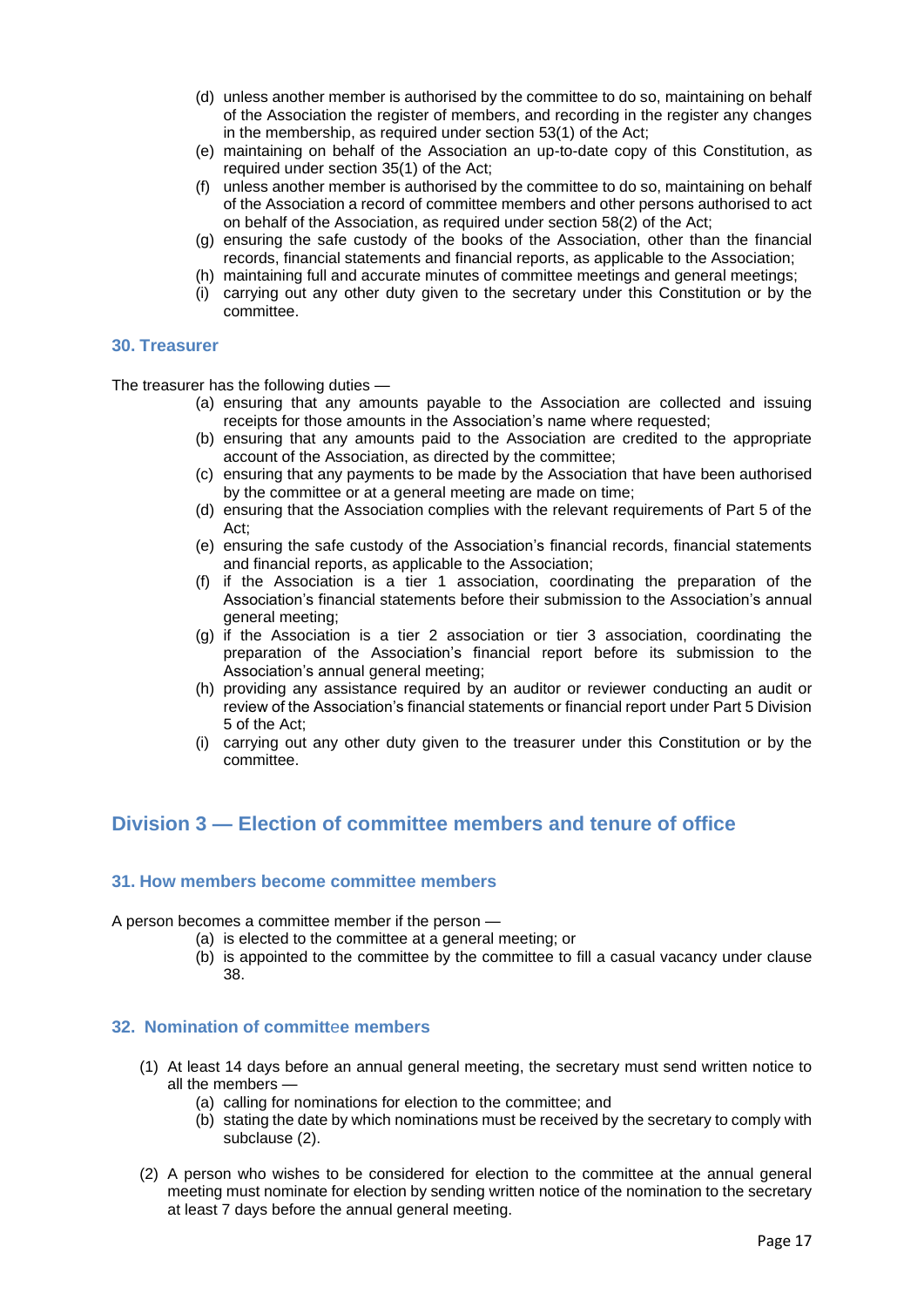(d) unless another member is authorised by the committee to do so, maintaining on behalf of the Association the register of members, and recording in the register any changes in the membership, as required under section 53(1) of the Act;
(e) maintaining on behalf of the Association an up-to-date copy of this Constitution, as required under section 35(1) of the Act;
(f) unless another member is authorised by the committee to do so, maintaining on behalf of the Association a record of committee members and other persons authorised to act on behalf of the Association, as required under section 58(2) of the Act;
(g) ensuring the safe custody of the books of the Association, other than the financial records, financial statements and financial reports, as applicable to the Association;
(h) maintaining full and accurate minutes of committee meetings and general meetings;
(i) carrying out any other duty given to the secretary under this Constitution or by the committee.

### 30. Treasurer

The treasurer has the following duties —

(a) ensuring that any amounts payable to the Association are collected and issuing receipts for those amounts in the Association's name where requested;
(b) ensuring that any amounts paid to the Association are credited to the appropriate account of the Association, as directed by the committee;
(c) ensuring that any payments to be made by the Association that have been authorised by the committee or at a general meeting are made on time;
(d) ensuring that the Association complies with the relevant requirements of Part 5 of the Act;
(e) ensuring the safe custody of the Association's financial records, financial statements and financial reports, as applicable to the Association;
(f) if the Association is a tier 1 association, coordinating the preparation of the Association's financial statements before their submission to the Association's annual general meeting;
(g) if the Association is a tier 2 association or tier 3 association, coordinating the preparation of the Association's financial report before its submission to the Association's annual general meeting;
(h) providing any assistance required by an auditor or reviewer conducting an audit or review of the Association's financial statements or financial report under Part 5 Division 5 of the Act;
(i) carrying out any other duty given to the treasurer under this Constitution or by the committee.

## Division 3 — Election of committee members and tenure of office

### 31. How members become committee members

A person becomes a committee member if the person —

(a) is elected to the committee at a general meeting; or
(b) is appointed to the committee by the committee to fill a casual vacancy under clause 38.

### 32. Nomination of committee members

(1) At least 14 days before an annual general meeting, the secretary must send written notice to all the members —

(a) calling for nominations for election to the committee; and
(b) stating the date by which nominations must be received by the secretary to comply with subclause (2).

(2) A person who wishes to be considered for election to the committee at the annual general meeting must nominate for election by sending written notice of the nomination to the secretary at least 7 days before the annual general meeting.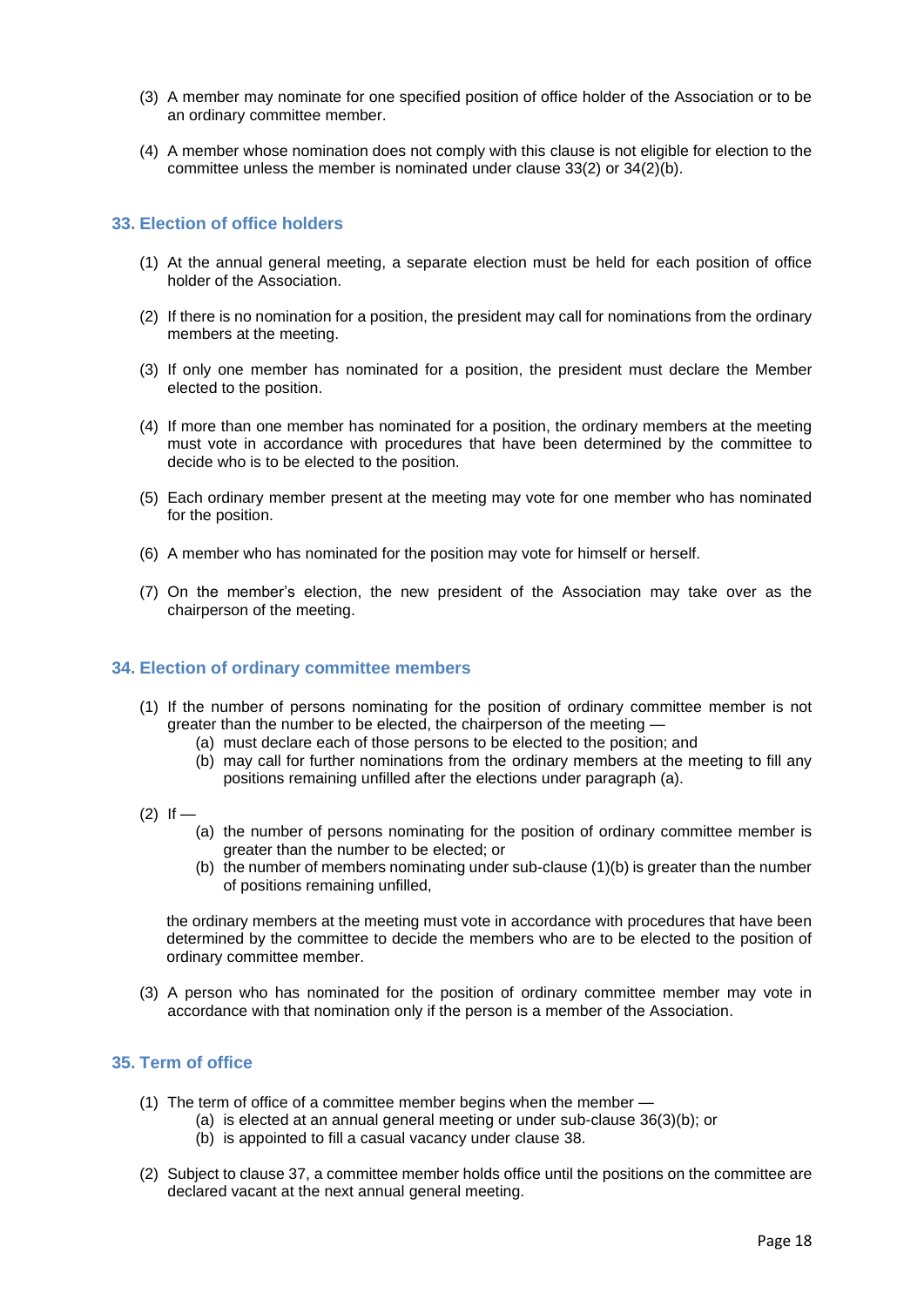(3) A member may nominate for one specified position of office holder of the Association or to be an ordinary committee member.

(4) A member whose nomination does not comply with this clause is not eligible for election to the committee unless the member is nominated under clause 33(2) or 34(2)(b).

### 33. Election of office holders

(1) At the annual general meeting, a separate election must be held for each position of office holder of the Association.

(2) If there is no nomination for a position, the president may call for nominations from the ordinary members at the meeting.

(3) If only one member has nominated for a position, the president must declare the Member elected to the position.

(4) If more than one member has nominated for a position, the ordinary members at the meeting must vote in accordance with procedures that have been determined by the committee to decide who is to be elected to the position.

(5) Each ordinary member present at the meeting may vote for one member who has nominated for the position.

(6) A member who has nominated for the position may vote for himself or herself.

(7) On the member's election, the new president of the Association may take over as the chairperson of the meeting.

### 34. Election of ordinary committee members

(1) If the number of persons nominating for the position of ordinary committee member is not greater than the number to be elected, the chairperson of the meeting —
   - (a) must declare each of those persons to be elected to the position; and
   - (b) may call for further nominations from the ordinary members at the meeting to fill any positions remaining unfilled after the elections under paragraph (a).

(2) If —
   - (a) the number of persons nominating for the position of ordinary committee member is greater than the number to be elected; or
   - (b) the number of members nominating under sub-clause (1)(b) is greater than the number of positions remaining unfilled,

   the ordinary members at the meeting must vote in accordance with procedures that have been determined by the committee to decide the members who are to be elected to the position of ordinary committee member.

(3) A person who has nominated for the position of ordinary committee member may vote in accordance with that nomination only if the person is a member of the Association.

### 35. Term of office

(1) The term of office of a committee member begins when the member —
   - (a) is elected at an annual general meeting or under sub-clause 36(3)(b); or
   - (b) is appointed to fill a casual vacancy under clause 38.

(2) Subject to clause 37, a committee member holds office until the positions on the committee are declared vacant at the next annual general meeting.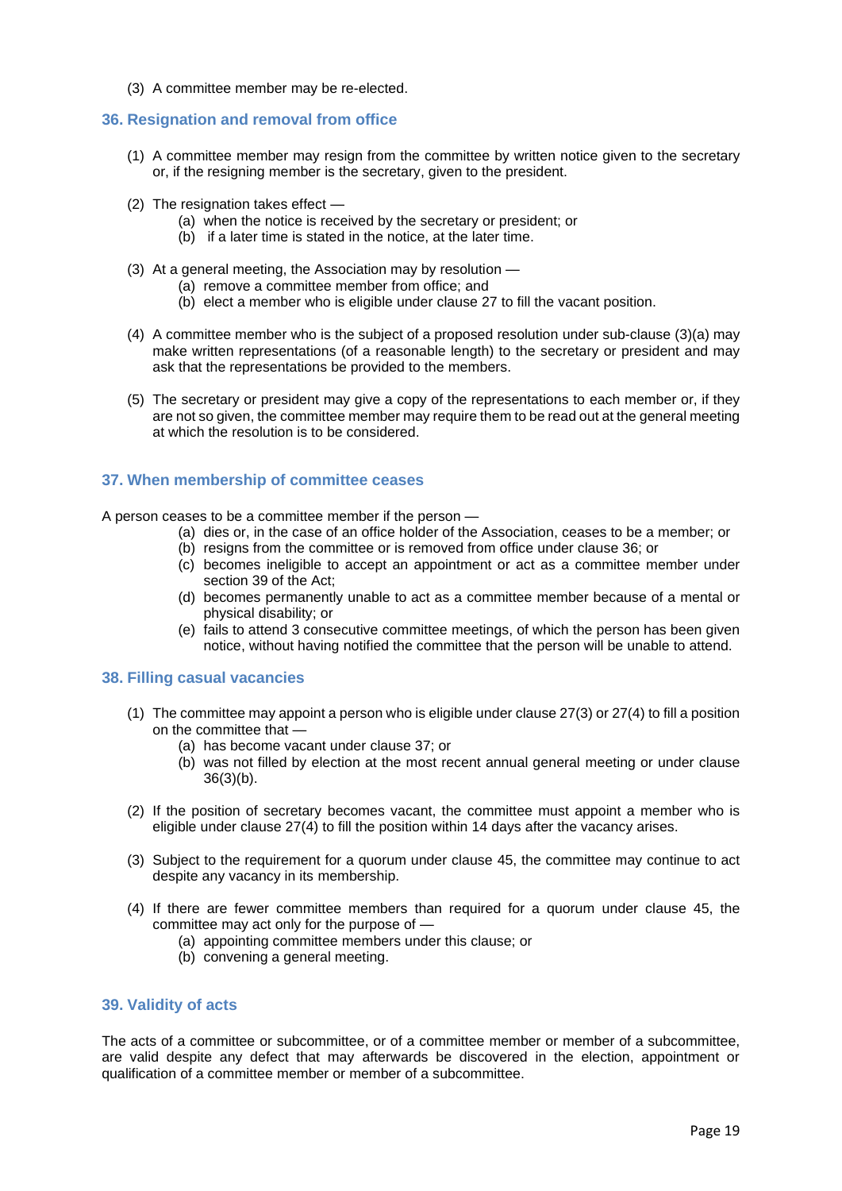(3) A committee member may be re-elected.

## 36. Resignation and removal from office

(1) A committee member may resign from the committee by written notice given to the secretary or, if the resigning member is the secretary, given to the president.

(2) The resignation takes effect —
   - (a) when the notice is received by the secretary or president; or
   - (b) if a later time is stated in the notice, at the later time.

(3) At a general meeting, the Association may by resolution —
   - (a) remove a committee member from office; and
   - (b) elect a member who is eligible under clause 27 to fill the vacant position.

(4) A committee member who is the subject of a proposed resolution under sub-clause (3)(a) may make written representations (of a reasonable length) to the secretary or president and may ask that the representations be provided to the members.

(5) The secretary or president may give a copy of the representations to each member or, if they are not so given, the committee member may require them to be read out at the general meeting at which the resolution is to be considered.

## 37. When membership of committee ceases

A person ceases to be a committee member if the person —
   - (a) dies or, in the case of an office holder of the Association, ceases to be a member; or
   - (b) resigns from the committee or is removed from office under clause 36; or
   - (c) becomes ineligible to accept an appointment or act as a committee member under section 39 of the Act;
   - (d) becomes permanently unable to act as a committee member because of a mental or physical disability; or
   - (e) fails to attend 3 consecutive committee meetings, of which the person has been given notice, without having notified the committee that the person will be unable to attend.

## 38. Filling casual vacancies

(1) The committee may appoint a person who is eligible under clause 27(3) or 27(4) to fill a position on the committee that —
   - (a) has become vacant under clause 37; or
   - (b) was not filled by election at the most recent annual general meeting or under clause 36(3)(b).

(2) If the position of secretary becomes vacant, the committee must appoint a member who is eligible under clause 27(4) to fill the position within 14 days after the vacancy arises.

(3) Subject to the requirement for a quorum under clause 45, the committee may continue to act despite any vacancy in its membership.

(4) If there are fewer committee members than required for a quorum under clause 45, the committee may act only for the purpose of —
   - (a) appointing committee members under this clause; or
   - (b) convening a general meeting.

## 39. Validity of acts

The acts of a committee or subcommittee, or of a committee member or member of a subcommittee, are valid despite any defect that may afterwards be discovered in the election, appointment or qualification of a committee member or member of a subcommittee.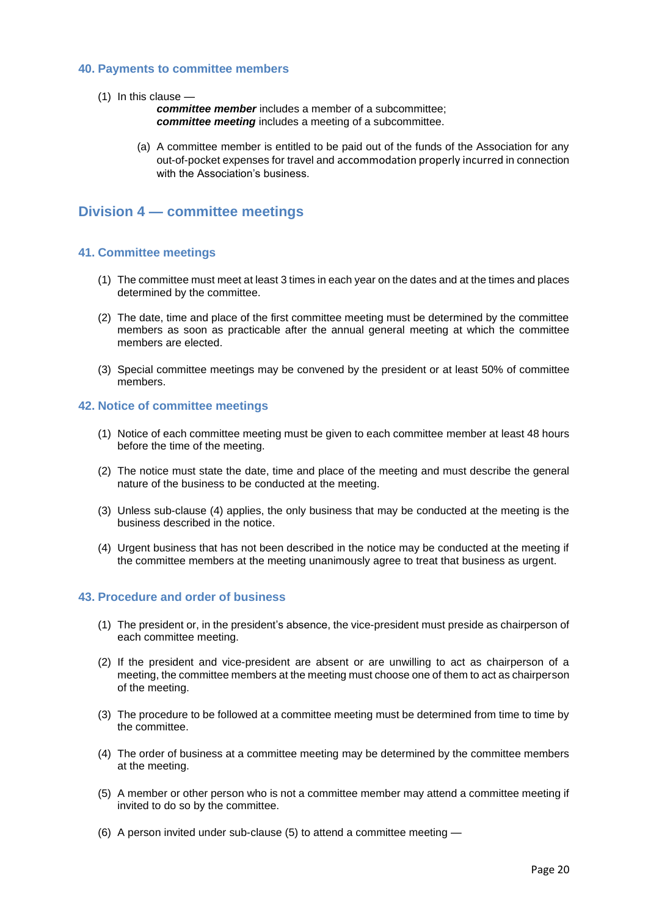### 40. Payments to committee members

(1) In this clause —

***committee member*** includes a member of a subcommittee;
***committee meeting*** includes a meeting of a subcommittee.

(a) A committee member is entitled to be paid out of the funds of the Association for any out-of-pocket expenses for travel and accommodation properly incurred in connection with the Association's business.

## Division 4 — committee meetings

### 41. Committee meetings

(1) The committee must meet at least 3 times in each year on the dates and at the times and places determined by the committee.

(2) The date, time and place of the first committee meeting must be determined by the committee members as soon as practicable after the annual general meeting at which the committee members are elected.

(3) Special committee meetings may be convened by the president or at least 50% of committee members.

### 42. Notice of committee meetings

(1) Notice of each committee meeting must be given to each committee member at least 48 hours before the time of the meeting.

(2) The notice must state the date, time and place of the meeting and must describe the general nature of the business to be conducted at the meeting.

(3) Unless sub-clause (4) applies, the only business that may be conducted at the meeting is the business described in the notice.

(4) Urgent business that has not been described in the notice may be conducted at the meeting if the committee members at the meeting unanimously agree to treat that business as urgent.

### 43. Procedure and order of business

(1) The president or, in the president's absence, the vice-president must preside as chairperson of each committee meeting.

(2) If the president and vice-president are absent or are unwilling to act as chairperson of a meeting, the committee members at the meeting must choose one of them to act as chairperson of the meeting.

(3) The procedure to be followed at a committee meeting must be determined from time to time by the committee.

(4) The order of business at a committee meeting may be determined by the committee members at the meeting.

(5) A member or other person who is not a committee member may attend a committee meeting if invited to do so by the committee.

(6) A person invited under sub-clause (5) to attend a committee meeting —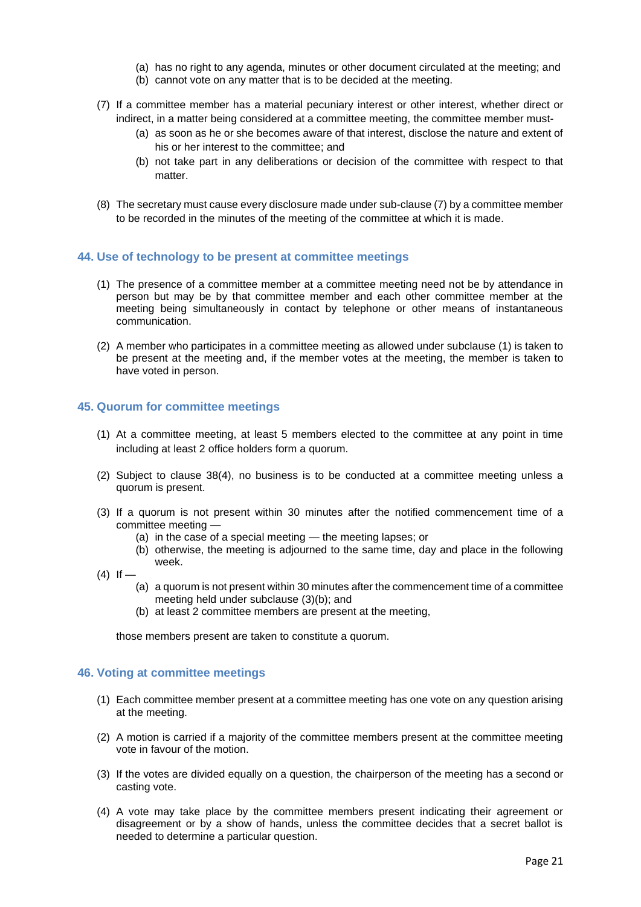(a) has no right to any agenda, minutes or other document circulated at the meeting; and
(b) cannot vote on any matter that is to be decided at the meeting.

(7) If a committee member has a material pecuniary interest or other interest, whether direct or indirect, in a matter being considered at a committee meeting, the committee member must-
   (a) as soon as he or she becomes aware of that interest, disclose the nature and extent of his or her interest to the committee; and
   (b) not take part in any deliberations or decision of the committee with respect to that matter.

(8) The secretary must cause every disclosure made under sub-clause (7) by a committee member to be recorded in the minutes of the meeting of the committee at which it is made.

### 44. Use of technology to be present at committee meetings

(1) The presence of a committee member at a committee meeting need not be by attendance in person but may be by that committee member and each other committee member at the meeting being simultaneously in contact by telephone or other means of instantaneous communication.

(2) A member who participates in a committee meeting as allowed under subclause (1) is taken to be present at the meeting and, if the member votes at the meeting, the member is taken to have voted in person.

### 45. Quorum for committee meetings

(1) At a committee meeting, at least 5 members elected to the committee at any point in time including at least 2 office holders form a quorum.

(2) Subject to clause 38(4), no business is to be conducted at a committee meeting unless a quorum is present.

(3) If a quorum is not present within 30 minutes after the notified commencement time of a committee meeting —
   (a) in the case of a special meeting — the meeting lapses; or
   (b) otherwise, the meeting is adjourned to the same time, day and place in the following week.

(4) If —
   (a) a quorum is not present within 30 minutes after the commencement time of a committee meeting held under subclause (3)(b); and
   (b) at least 2 committee members are present at the meeting,

   those members present are taken to constitute a quorum.

### 46. Voting at committee meetings

(1) Each committee member present at a committee meeting has one vote on any question arising at the meeting.

(2) A motion is carried if a majority of the committee members present at the committee meeting vote in favour of the motion.

(3) If the votes are divided equally on a question, the chairperson of the meeting has a second or casting vote.

(4) A vote may take place by the committee members present indicating their agreement or disagreement or by a show of hands, unless the committee decides that a secret ballot is needed to determine a particular question.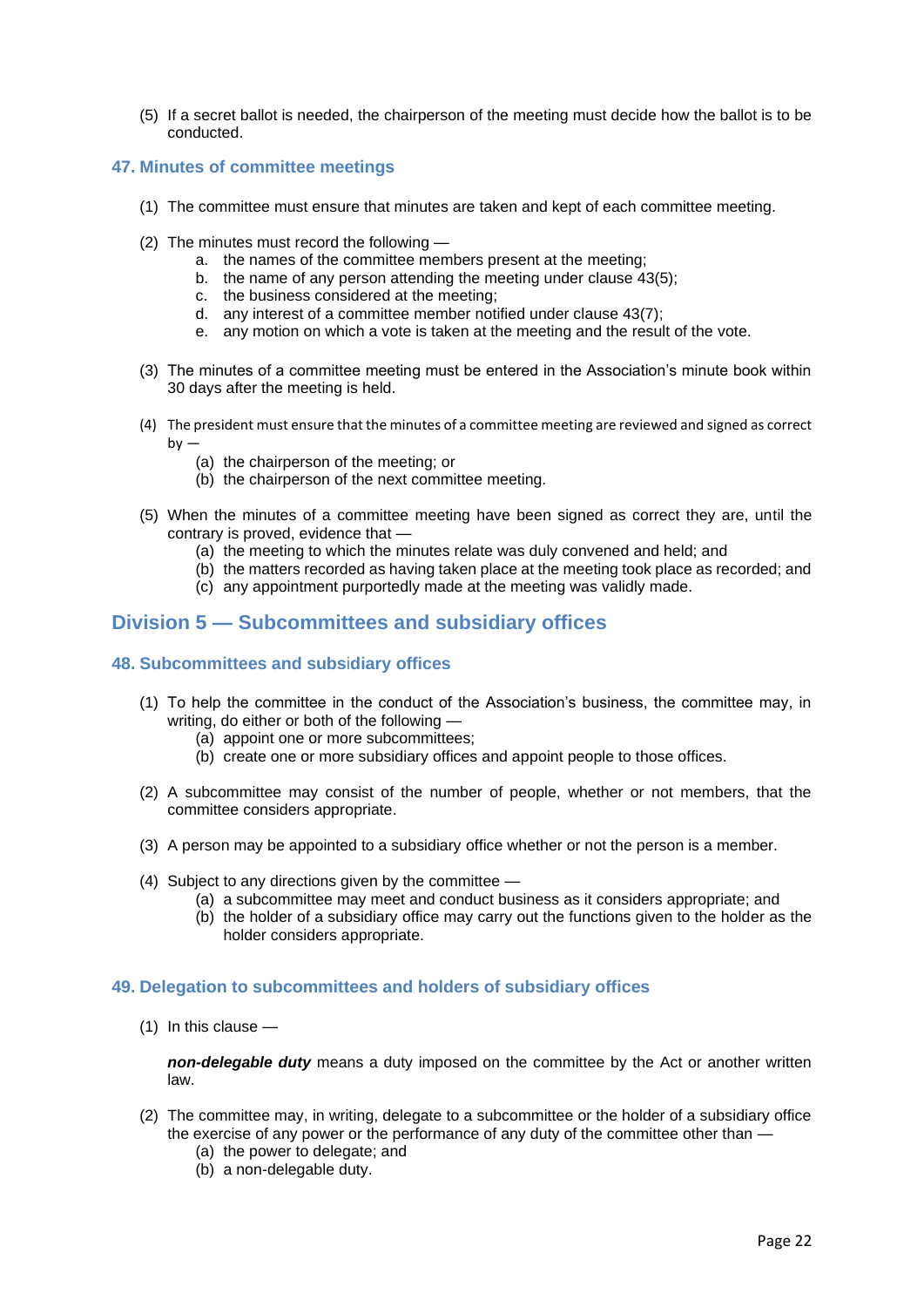(5) If a secret ballot is needed, the chairperson of the meeting must decide how the ballot is to be conducted.

### 47. Minutes of committee meetings

(1) The committee must ensure that minutes are taken and kept of each committee meeting.

(2) The minutes must record the following —

a. the names of the committee members present at the meeting;
b. the name of any person attending the meeting under clause 43(5);
c. the business considered at the meeting;
d. any interest of a committee member notified under clause 43(7);
e. any motion on which a vote is taken at the meeting and the result of the vote.

(3) The minutes of a committee meeting must be entered in the Association's minute book within 30 days after the meeting is held.

(4) The president must ensure that the minutes of a committee meeting are reviewed and signed as correct by —

(a) the chairperson of the meeting; or
(b) the chairperson of the next committee meeting.

(5) When the minutes of a committee meeting have been signed as correct they are, until the contrary is proved, evidence that —

(a) the meeting to which the minutes relate was duly convened and held; and
(b) the matters recorded as having taken place at the meeting took place as recorded; and
(c) any appointment purportedly made at the meeting was validly made.

## Division 5 — Subcommittees and subsidiary offices

### 48. Subcommittees and subsidiary offices

(1) To help the committee in the conduct of the Association's business, the committee may, in writing, do either or both of the following —

(a) appoint one or more subcommittees;
(b) create one or more subsidiary offices and appoint people to those offices.

(2) A subcommittee may consist of the number of people, whether or not members, that the committee considers appropriate.

(3) A person may be appointed to a subsidiary office whether or not the person is a member.

(4) Subject to any directions given by the committee —

(a) a subcommittee may meet and conduct business as it considers appropriate; and
(b) the holder of a subsidiary office may carry out the functions given to the holder as the holder considers appropriate.

### 49. Delegation to subcommittees and holders of subsidiary offices

(1) In this clause —

***non-delegable duty*** means a duty imposed on the committee by the Act or another written law.

(2) The committee may, in writing, delegate to a subcommittee or the holder of a subsidiary office the exercise of any power or the performance of any duty of the committee other than —

(a) the power to delegate; and
(b) a non-delegable duty.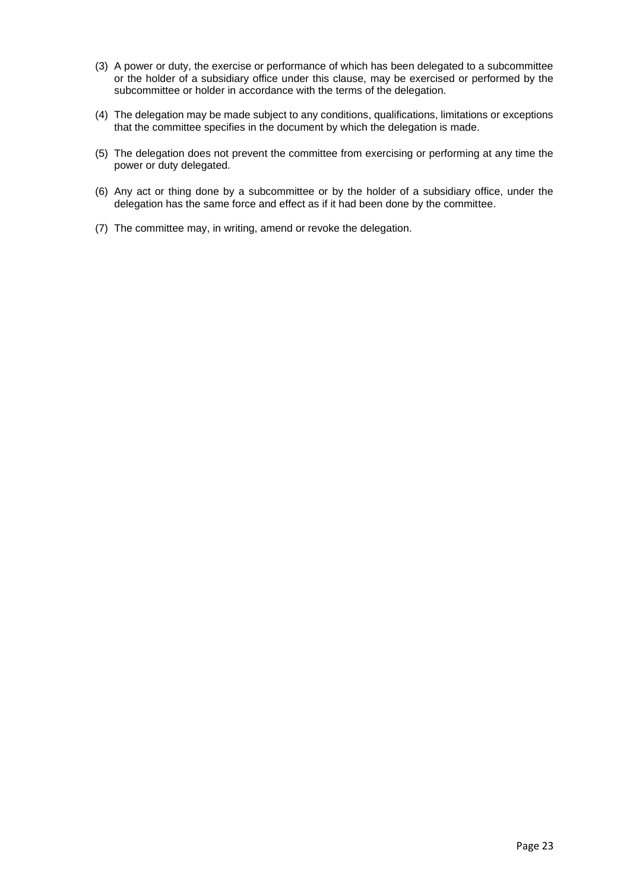(3) A power or duty, the exercise or performance of which has been delegated to a subcommittee or the holder of a subsidiary office under this clause, may be exercised or performed by the subcommittee or holder in accordance with the terms of the delegation.

(4) The delegation may be made subject to any conditions, qualifications, limitations or exceptions that the committee specifies in the document by which the delegation is made.

(5) The delegation does not prevent the committee from exercising or performing at any time the power or duty delegated.

(6) Any act or thing done by a subcommittee or by the holder of a subsidiary office, under the delegation has the same force and effect as if it had been done by the committee.

(7) The committee may, in writing, amend or revoke the delegation.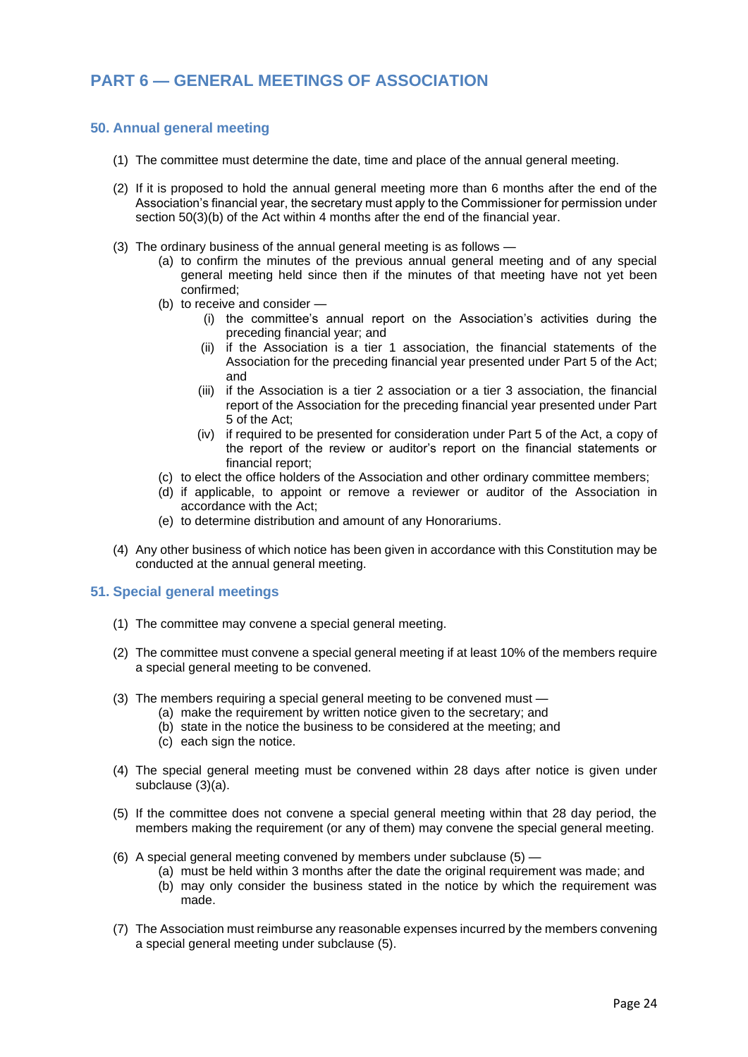## PART 6 — GENERAL MEETINGS OF ASSOCIATION

### 50. Annual general meeting

(1) The committee must determine the date, time and place of the annual general meeting.

(2) If it is proposed to hold the annual general meeting more than 6 months after the end of the Association's financial year, the secretary must apply to the Commissioner for permission under section 50(3)(b) of the Act within 4 months after the end of the financial year.

(3) The ordinary business of the annual general meeting is as follows —
- (a) to confirm the minutes of the previous annual general meeting and of any special general meeting held since then if the minutes of that meeting have not yet been confirmed;
- (b) to receive and consider —
  - (i) the committee's annual report on the Association's activities during the preceding financial year; and
  - (ii) if the Association is a tier 1 association, the financial statements of the Association for the preceding financial year presented under Part 5 of the Act; and
  - (iii) if the Association is a tier 2 association or a tier 3 association, the financial report of the Association for the preceding financial year presented under Part 5 of the Act;
  - (iv) if required to be presented for consideration under Part 5 of the Act, a copy of the report of the review or auditor's report on the financial statements or financial report;
- (c) to elect the office holders of the Association and other ordinary committee members;
- (d) if applicable, to appoint or remove a reviewer or auditor of the Association in accordance with the Act;
- (e) to determine distribution and amount of any Honorariums.

(4) Any other business of which notice has been given in accordance with this Constitution may be conducted at the annual general meeting.

### 51. Special general meetings

(1) The committee may convene a special general meeting.

(2) The committee must convene a special general meeting if at least 10% of the members require a special general meeting to be convened.

(3) The members requiring a special general meeting to be convened must —
- (a) make the requirement by written notice given to the secretary; and
- (b) state in the notice the business to be considered at the meeting; and
- (c) each sign the notice.

(4) The special general meeting must be convened within 28 days after notice is given under subclause (3)(a).

(5) If the committee does not convene a special general meeting within that 28 day period, the members making the requirement (or any of them) may convene the special general meeting.

(6) A special general meeting convened by members under subclause (5) —
- (a) must be held within 3 months after the date the original requirement was made; and
- (b) may only consider the business stated in the notice by which the requirement was made.

(7) The Association must reimburse any reasonable expenses incurred by the members convening a special general meeting under subclause (5).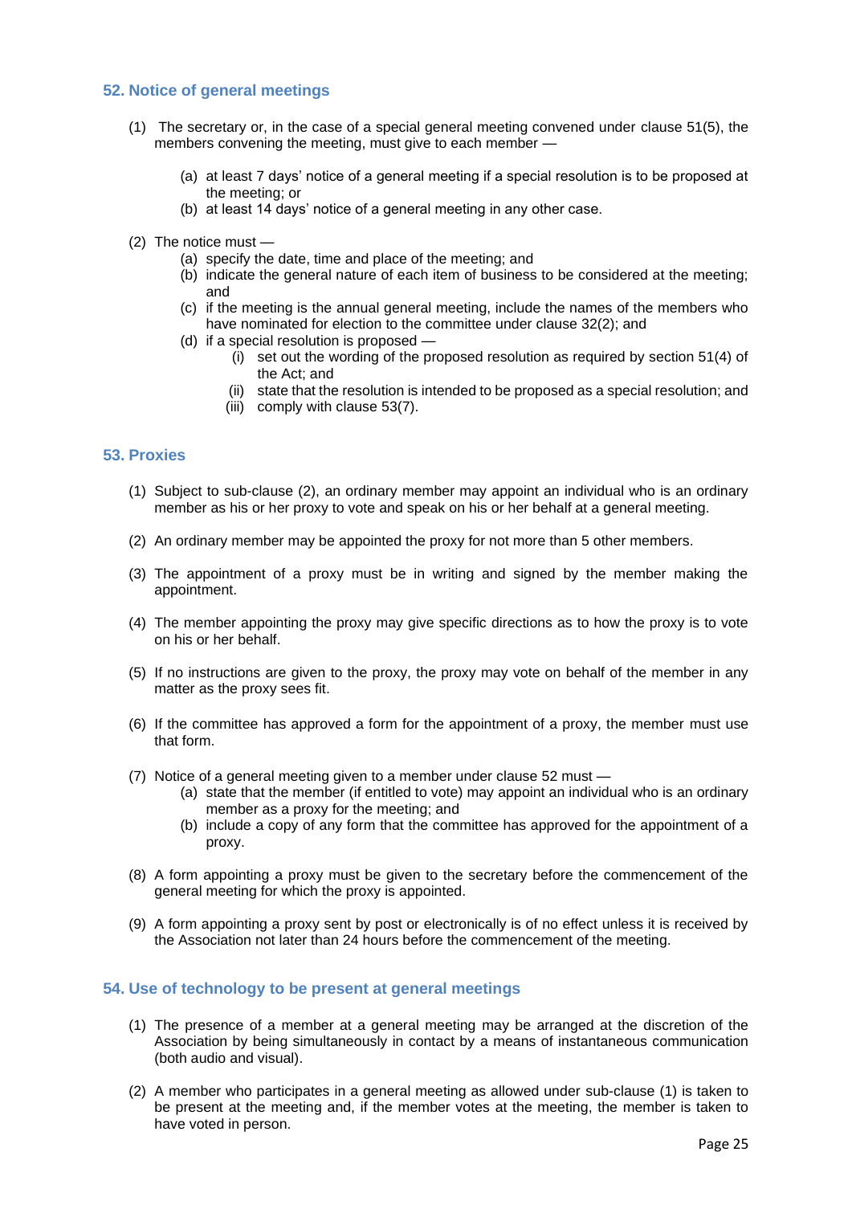## 52. Notice of general meetings

(1) The secretary or, in the case of a special general meeting convened under clause 51(5), the members convening the meeting, must give to each member —

  (a) at least 7 days' notice of a general meeting if a special resolution is to be proposed at the meeting; or
  (b) at least 14 days' notice of a general meeting in any other case.

(2) The notice must —
  (a) specify the date, time and place of the meeting; and
  (b) indicate the general nature of each item of business to be considered at the meeting; and
  (c) if the meeting is the annual general meeting, include the names of the members who have nominated for election to the committee under clause 32(2); and
  (d) if a special resolution is proposed —
    (i) set out the wording of the proposed resolution as required by section 51(4) of the Act; and
    (ii) state that the resolution is intended to be proposed as a special resolution; and
    (iii) comply with clause 53(7).

## 53. Proxies

(1) Subject to sub-clause (2), an ordinary member may appoint an individual who is an ordinary member as his or her proxy to vote and speak on his or her behalf at a general meeting.

(2) An ordinary member may be appointed the proxy for not more than 5 other members.

(3) The appointment of a proxy must be in writing and signed by the member making the appointment.

(4) The member appointing the proxy may give specific directions as to how the proxy is to vote on his or her behalf.

(5) If no instructions are given to the proxy, the proxy may vote on behalf of the member in any matter as the proxy sees fit.

(6) If the committee has approved a form for the appointment of a proxy, the member must use that form.

(7) Notice of a general meeting given to a member under clause 52 must —
  (a) state that the member (if entitled to vote) may appoint an individual who is an ordinary member as a proxy for the meeting; and
  (b) include a copy of any form that the committee has approved for the appointment of a proxy.

(8) A form appointing a proxy must be given to the secretary before the commencement of the general meeting for which the proxy is appointed.

(9) A form appointing a proxy sent by post or electronically is of no effect unless it is received by the Association not later than 24 hours before the commencement of the meeting.

## 54. Use of technology to be present at general meetings

(1) The presence of a member at a general meeting may be arranged at the discretion of the Association by being simultaneously in contact by a means of instantaneous communication (both audio and visual).

(2) A member who participates in a general meeting as allowed under sub-clause (1) is taken to be present at the meeting and, if the member votes at the meeting, the member is taken to have voted in person.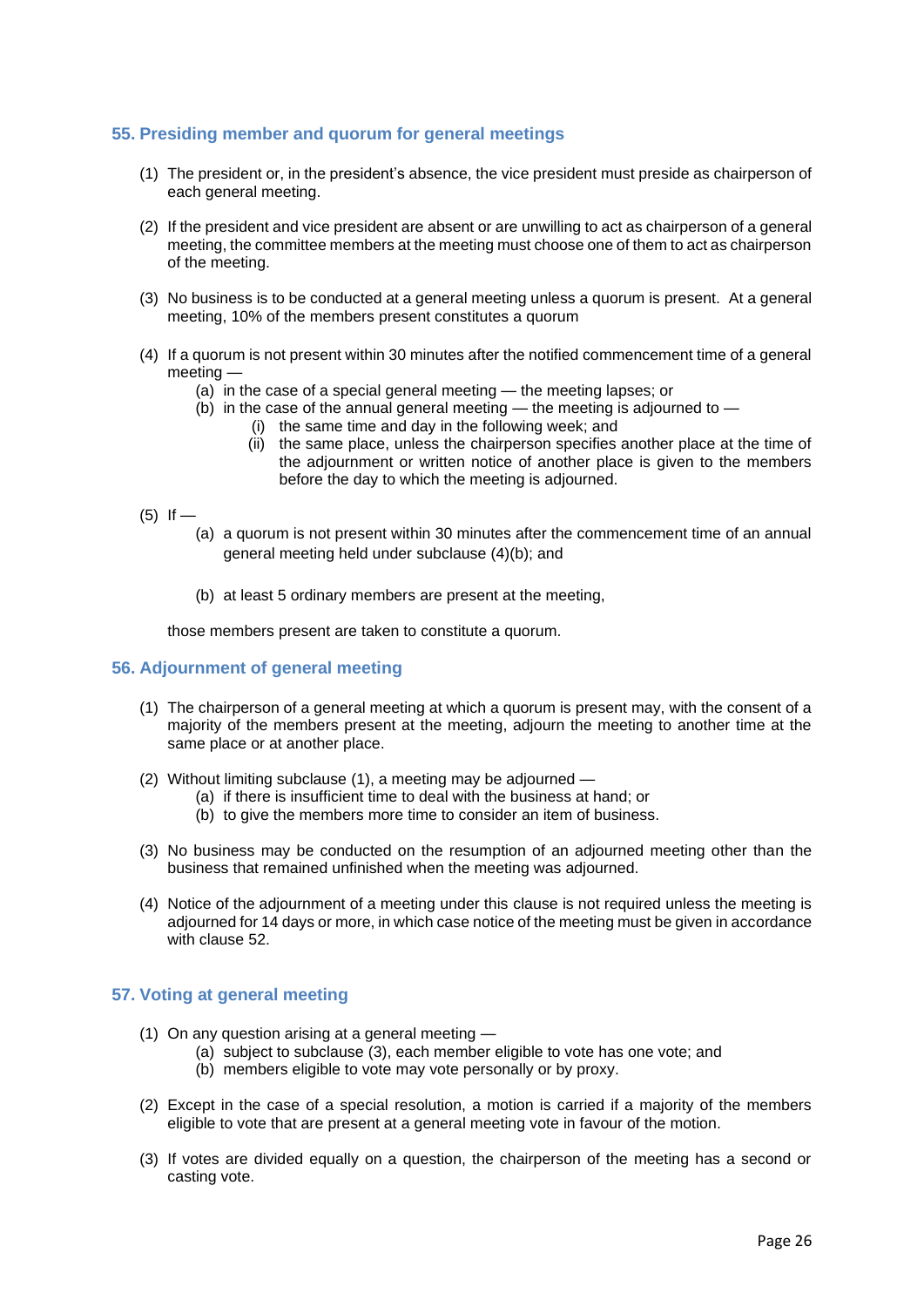## 55. Presiding member and quorum for general meetings

(1) The president or, in the president's absence, the vice president must preside as chairperson of each general meeting.

(2) If the president and vice president are absent or are unwilling to act as chairperson of a general meeting, the committee members at the meeting must choose one of them to act as chairperson of the meeting.

(3) No business is to be conducted at a general meeting unless a quorum is present. At a general meeting, 10% of the members present constitutes a quorum

(4) If a quorum is not present within 30 minutes after the notified commencement time of a general meeting —
   - (a) in the case of a special general meeting — the meeting lapses; or
   - (b) in the case of the annual general meeting — the meeting is adjourned to —
     - (i) the same time and day in the following week; and
     - (ii) the same place, unless the chairperson specifies another place at the time of the adjournment or written notice of another place is given to the members before the day to which the meeting is adjourned.

(5) If —
   - (a) a quorum is not present within 30 minutes after the commencement time of an annual general meeting held under subclause (4)(b); and
   - (b) at least 5 ordinary members are present at the meeting,

   those members present are taken to constitute a quorum.

## 56. Adjournment of general meeting

(1) The chairperson of a general meeting at which a quorum is present may, with the consent of a majority of the members present at the meeting, adjourn the meeting to another time at the same place or at another place.

(2) Without limiting subclause (1), a meeting may be adjourned —
   - (a) if there is insufficient time to deal with the business at hand; or
   - (b) to give the members more time to consider an item of business.

(3) No business may be conducted on the resumption of an adjourned meeting other than the business that remained unfinished when the meeting was adjourned.

(4) Notice of the adjournment of a meeting under this clause is not required unless the meeting is adjourned for 14 days or more, in which case notice of the meeting must be given in accordance with clause 52.

## 57. Voting at general meeting

(1) On any question arising at a general meeting —
   - (a) subject to subclause (3), each member eligible to vote has one vote; and
   - (b) members eligible to vote may vote personally or by proxy.

(2) Except in the case of a special resolution, a motion is carried if a majority of the members eligible to vote that are present at a general meeting vote in favour of the motion.

(3) If votes are divided equally on a question, the chairperson of the meeting has a second or casting vote.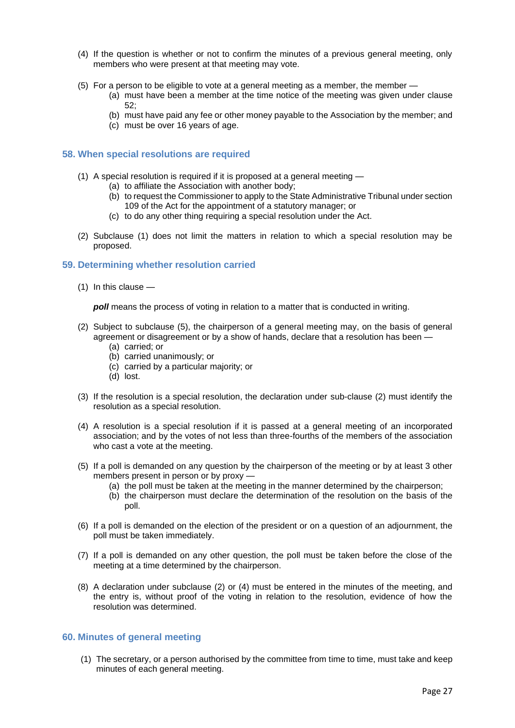(4) If the question is whether or not to confirm the minutes of a previous general meeting, only members who were present at that meeting may vote.

(5) For a person to be eligible to vote at a general meeting as a member, the member —
  (a) must have been a member at the time notice of the meeting was given under clause 52;
  (b) must have paid any fee or other money payable to the Association by the member; and
  (c) must be over 16 years of age.

### 58. When special resolutions are required

(1) A special resolution is required if it is proposed at a general meeting —
  (a) to affiliate the Association with another body;
  (b) to request the Commissioner to apply to the State Administrative Tribunal under section 109 of the Act for the appointment of a statutory manager; or
  (c) to do any other thing requiring a special resolution under the Act.

(2) Subclause (1) does not limit the matters in relation to which a special resolution may be proposed.

### 59. Determining whether resolution carried

(1) In this clause —

***poll*** means the process of voting in relation to a matter that is conducted in writing.

(2) Subject to subclause (5), the chairperson of a general meeting may, on the basis of general agreement or disagreement or by a show of hands, declare that a resolution has been —
  (a) carried; or
  (b) carried unanimously; or
  (c) carried by a particular majority; or
  (d) lost.

(3) If the resolution is a special resolution, the declaration under sub-clause (2) must identify the resolution as a special resolution.

(4) A resolution is a special resolution if it is passed at a general meeting of an incorporated association; and by the votes of not less than three-fourths of the members of the association who cast a vote at the meeting.

(5) If a poll is demanded on any question by the chairperson of the meeting or by at least 3 other members present in person or by proxy —
  (a) the poll must be taken at the meeting in the manner determined by the chairperson;
  (b) the chairperson must declare the determination of the resolution on the basis of the poll.

(6) If a poll is demanded on the election of the president or on a question of an adjournment, the poll must be taken immediately.

(7) If a poll is demanded on any other question, the poll must be taken before the close of the meeting at a time determined by the chairperson.

(8) A declaration under subclause (2) or (4) must be entered in the minutes of the meeting, and the entry is, without proof of the voting in relation to the resolution, evidence of how the resolution was determined.

### 60. Minutes of general meeting

(1) The secretary, or a person authorised by the committee from time to time, must take and keep minutes of each general meeting.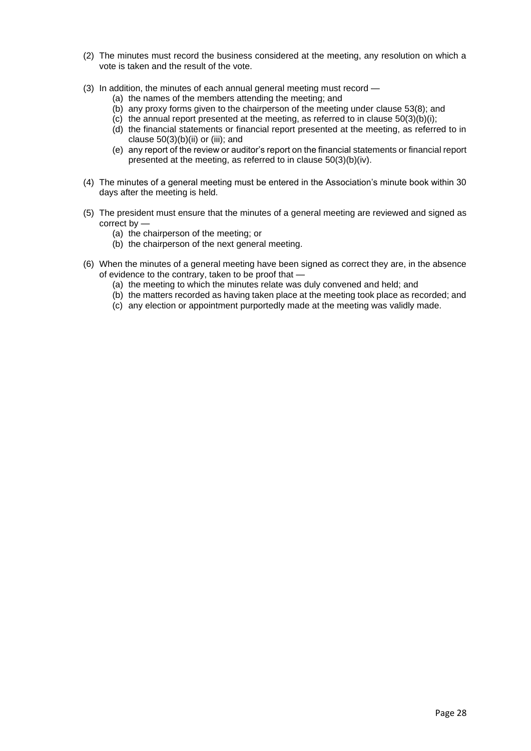(2) The minutes must record the business considered at the meeting, any resolution on which a vote is taken and the result of the vote.

(3) In addition, the minutes of each annual general meeting must record —
   (a) the names of the members attending the meeting; and
   (b) any proxy forms given to the chairperson of the meeting under clause 53(8); and
   (c) the annual report presented at the meeting, as referred to in clause 50(3)(b)(i);
   (d) the financial statements or financial report presented at the meeting, as referred to in clause 50(3)(b)(ii) or (iii); and
   (e) any report of the review or auditor's report on the financial statements or financial report presented at the meeting, as referred to in clause 50(3)(b)(iv).

(4) The minutes of a general meeting must be entered in the Association's minute book within 30 days after the meeting is held.

(5) The president must ensure that the minutes of a general meeting are reviewed and signed as correct by —
   (a) the chairperson of the meeting; or
   (b) the chairperson of the next general meeting.

(6) When the minutes of a general meeting have been signed as correct they are, in the absence of evidence to the contrary, taken to be proof that —
   (a) the meeting to which the minutes relate was duly convened and held; and
   (b) the matters recorded as having taken place at the meeting took place as recorded; and
   (c) any election or appointment purportedly made at the meeting was validly made.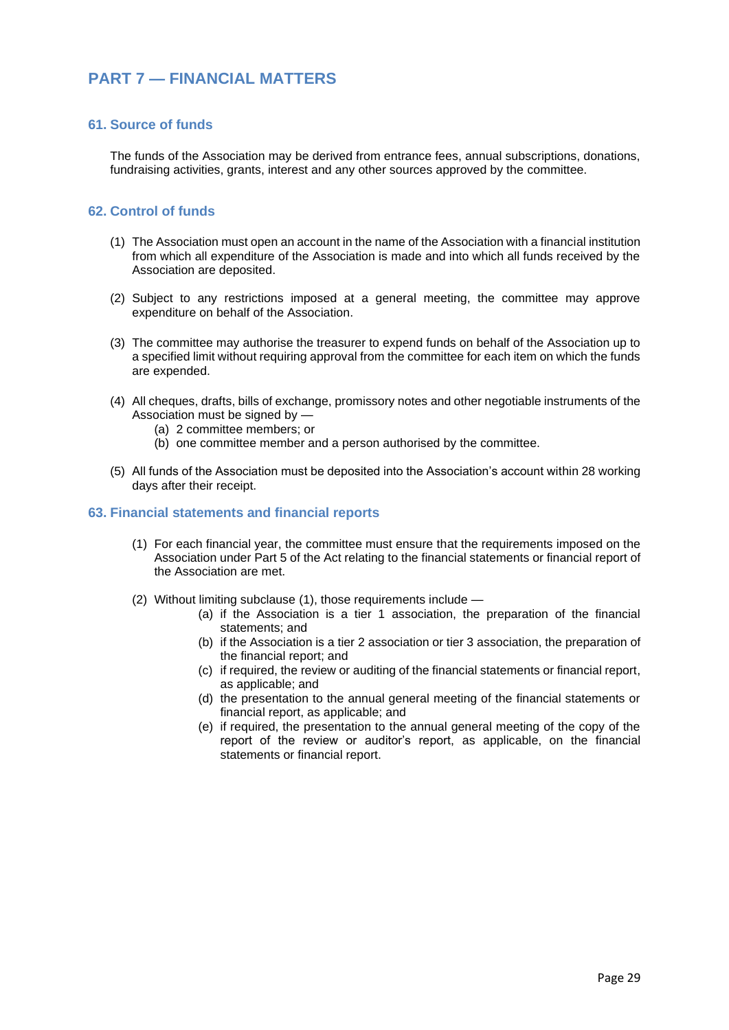## PART 7 — FINANCIAL MATTERS

### 61. Source of funds

The funds of the Association may be derived from entrance fees, annual subscriptions, donations, fundraising activities, grants, interest and any other sources approved by the committee.

### 62. Control of funds

(1) The Association must open an account in the name of the Association with a financial institution from which all expenditure of the Association is made and into which all funds received by the Association are deposited.

(2) Subject to any restrictions imposed at a general meeting, the committee may approve expenditure on behalf of the Association.

(3) The committee may authorise the treasurer to expend funds on behalf of the Association up to a specified limit without requiring approval from the committee for each item on which the funds are expended.

(4) All cheques, drafts, bills of exchange, promissory notes and other negotiable instruments of the Association must be signed by —
   - (a) 2 committee members; or
   - (b) one committee member and a person authorised by the committee.

(5) All funds of the Association must be deposited into the Association's account within 28 working days after their receipt.

### 63. Financial statements and financial reports

(1) For each financial year, the committee must ensure that the requirements imposed on the Association under Part 5 of the Act relating to the financial statements or financial report of the Association are met.

(2) Without limiting subclause (1), those requirements include —
   - (a) if the Association is a tier 1 association, the preparation of the financial statements; and
   - (b) if the Association is a tier 2 association or tier 3 association, the preparation of the financial report; and
   - (c) if required, the review or auditing of the financial statements or financial report, as applicable; and
   - (d) the presentation to the annual general meeting of the financial statements or financial report, as applicable; and
   - (e) if required, the presentation to the annual general meeting of the copy of the report of the review or auditor's report, as applicable, on the financial statements or financial report.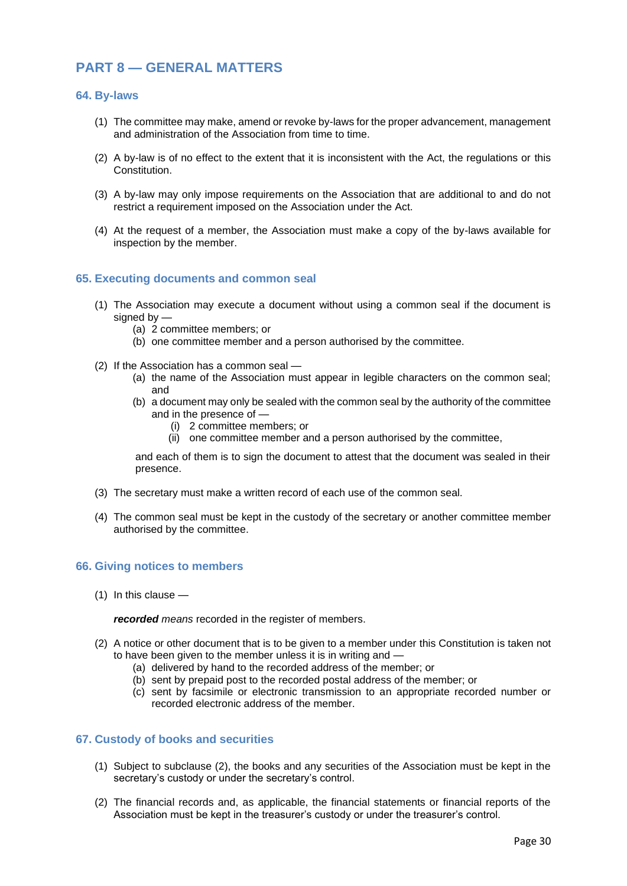## PART 8 — GENERAL MATTERS

### 64. By-laws

(1) The committee may make, amend or revoke by-laws for the proper advancement, management and administration of the Association from time to time.

(2) A by-law is of no effect to the extent that it is inconsistent with the Act, the regulations or this Constitution.

(3) A by-law may only impose requirements on the Association that are additional to and do not restrict a requirement imposed on the Association under the Act.

(4) At the request of a member, the Association must make a copy of the by-laws available for inspection by the member.

### 65. Executing documents and common seal

(1) The Association may execute a document without using a common seal if the document is signed by —
   - (a) 2 committee members; or
   - (b) one committee member and a person authorised by the committee.

(2) If the Association has a common seal —
   - (a) the name of the Association must appear in legible characters on the common seal; and
   - (b) a document may only be sealed with the common seal by the authority of the committee and in the presence of —
     - (i) 2 committee members; or
     - (ii) one committee member and a person authorised by the committee,

   and each of them is to sign the document to attest that the document was sealed in their presence.

(3) The secretary must make a written record of each use of the common seal.

(4) The common seal must be kept in the custody of the secretary or another committee member authorised by the committee.

### 66. Giving notices to members

(1) In this clause —

   ***recorded*** *means* recorded in the register of members.

(2) A notice or other document that is to be given to a member under this Constitution is taken not to have been given to the member unless it is in writing and —
   - (a) delivered by hand to the recorded address of the member; or
   - (b) sent by prepaid post to the recorded postal address of the member; or
   - (c) sent by facsimile or electronic transmission to an appropriate recorded number or recorded electronic address of the member.

### 67. Custody of books and securities

(1) Subject to subclause (2), the books and any securities of the Association must be kept in the secretary's custody or under the secretary's control.

(2) The financial records and, as applicable, the financial statements or financial reports of the Association must be kept in the treasurer's custody or under the treasurer's control.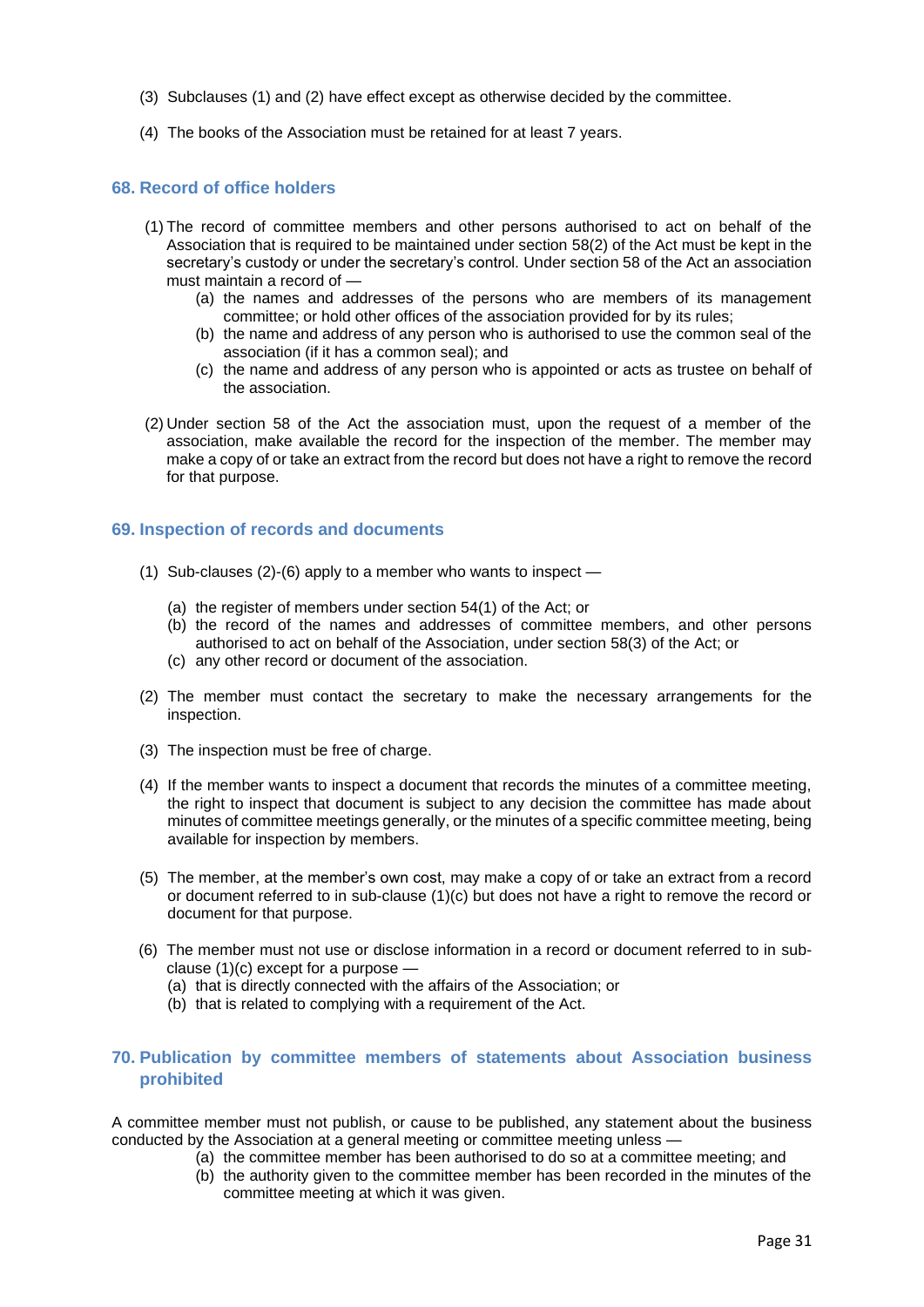(3) Subclauses (1) and (2) have effect except as otherwise decided by the committee.

(4) The books of the Association must be retained for at least 7 years.

## 68. Record of office holders

(1) The record of committee members and other persons authorised to act on behalf of the Association that is required to be maintained under section 58(2) of the Act must be kept in the secretary's custody or under the secretary's control. Under section 58 of the Act an association must maintain a record of —

   (a) the names and addresses of the persons who are members of its management committee; or hold other offices of the association provided for by its rules;
   (b) the name and address of any person who is authorised to use the common seal of the association (if it has a common seal); and
   (c) the name and address of any person who is appointed or acts as trustee on behalf of the association.

(2) Under section 58 of the Act the association must, upon the request of a member of the association, make available the record for the inspection of the member. The member may make a copy of or take an extract from the record but does not have a right to remove the record for that purpose.

## 69. Inspection of records and documents

(1) Sub-clauses (2)-(6) apply to a member who wants to inspect —

   (a) the register of members under section 54(1) of the Act; or
   (b) the record of the names and addresses of committee members, and other persons authorised to act on behalf of the Association, under section 58(3) of the Act; or
   (c) any other record or document of the association.

(2) The member must contact the secretary to make the necessary arrangements for the inspection.

(3) The inspection must be free of charge.

(4) If the member wants to inspect a document that records the minutes of a committee meeting, the right to inspect that document is subject to any decision the committee has made about minutes of committee meetings generally, or the minutes of a specific committee meeting, being available for inspection by members.

(5) The member, at the member's own cost, may make a copy of or take an extract from a record or document referred to in sub-clause (1)(c) but does not have a right to remove the record or document for that purpose.

(6) The member must not use or disclose information in a record or document referred to in sub-clause (1)(c) except for a purpose —

   (a) that is directly connected with the affairs of the Association; or
   (b) that is related to complying with a requirement of the Act.

## 70. Publication by committee members of statements about Association business prohibited

A committee member must not publish, or cause to be published, any statement about the business conducted by the Association at a general meeting or committee meeting unless —

   (a) the committee member has been authorised to do so at a committee meeting; and
   (b) the authority given to the committee member has been recorded in the minutes of the committee meeting at which it was given.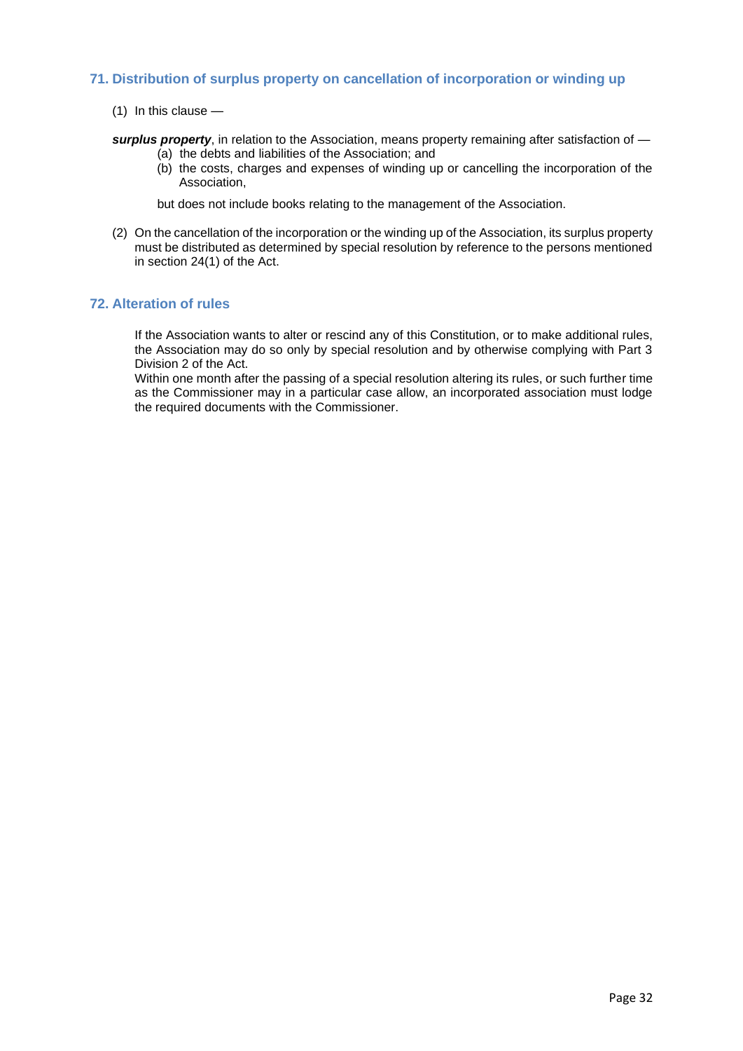## 71. Distribution of surplus property on cancellation of incorporation or winding up

(1) In this clause —

***surplus property***, in relation to the Association, means property remaining after satisfaction of —

(a) the debts and liabilities of the Association; and

(b) the costs, charges and expenses of winding up or cancelling the incorporation of the Association,

but does not include books relating to the management of the Association.

(2) On the cancellation of the incorporation or the winding up of the Association, its surplus property must be distributed as determined by special resolution by reference to the persons mentioned in section 24(1) of the Act.

## 72. Alteration of rules

If the Association wants to alter or rescind any of this Constitution, or to make additional rules, the Association may do so only by special resolution and by otherwise complying with Part 3 Division 2 of the Act.

Within one month after the passing of a special resolution altering its rules, or such further time as the Commissioner may in a particular case allow, an incorporated association must lodge the required documents with the Commissioner.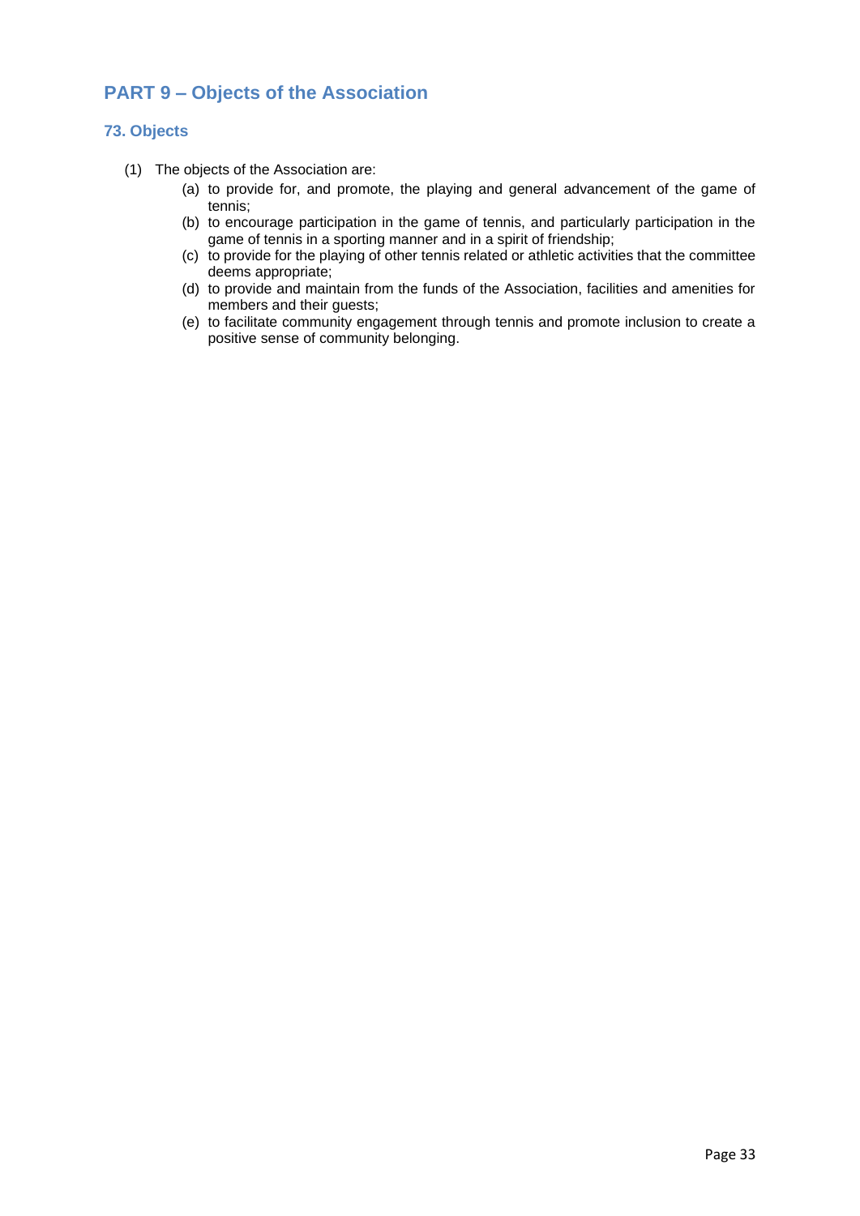## PART 9 – Objects of the Association

### 73. Objects

(1) The objects of the Association are:

- (a) to provide for, and promote, the playing and general advancement of the game of tennis;
- (b) to encourage participation in the game of tennis, and particularly participation in the game of tennis in a sporting manner and in a spirit of friendship;
- (c) to provide for the playing of other tennis related or athletic activities that the committee deems appropriate;
- (d) to provide and maintain from the funds of the Association, facilities and amenities for members and their guests;
- (e) to facilitate community engagement through tennis and promote inclusion to create a positive sense of community belonging.